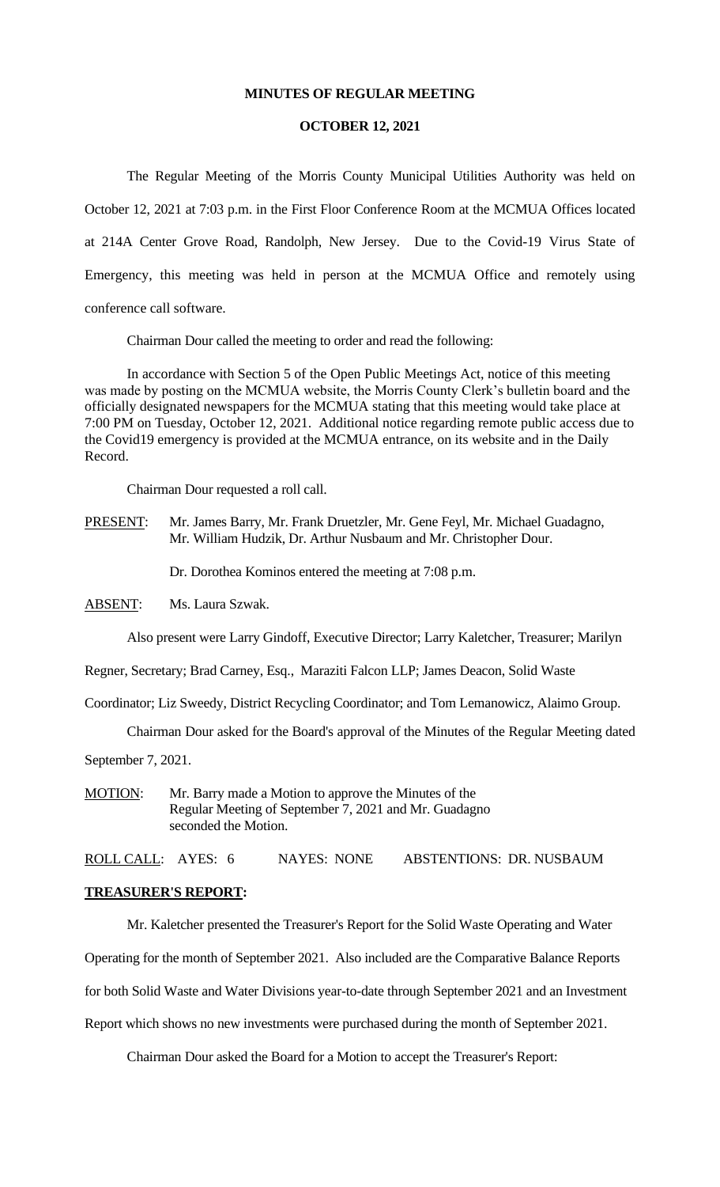**MINUTES OF REGULAR MEETING**

**OCTOBER 12, 2021**

The Regular Meeting of the Morris County Municipal Utilities Authority was held on October 12, 2021 at 7:03 p.m. in the First Floor Conference Room at the MCMUA Offices located at 214A Center Grove Road, Randolph, New Jersey. Due to the Covid-19 Virus State of Emergency, this meeting was held in person at the MCMUA Office and remotely using conference call software.

Chairman Dour called the meeting to order and read the following:

In accordance with Section 5 of the Open Public Meetings Act, notice of this meeting was made by posting on the MCMUA website, the Morris County Clerk's bulletin board and the officially designated newspapers for the MCMUA stating that this meeting would take place at 7:00 PM on Tuesday, October 12, 2021. Additional notice regarding remote public access due to the Covid19 emergency is provided at the MCMUA entrance, on its website and in the Daily Record.

Chairman Dour requested a roll call.

PRESENT: Mr. James Barry, Mr. Frank Druetzler, Mr. Gene Feyl, Mr. Michael Guadagno, Mr. William Hudzik, Dr. Arthur Nusbaum and Mr. Christopher Dour.

Dr. Dorothea Kominos entered the meeting at 7:08 p.m.

ABSENT: Ms. Laura Szwak.

Also present were Larry Gindoff, Executive Director; Larry Kaletcher, Treasurer; Marilyn Regner, Secretary; Brad Carney, Esq., Maraziti Falcon LLP; James Deacon, Solid Waste Coordinator; Liz Sweedy, District Recycling Coordinator; and Tom Lemanowicz, Alaimo Group.

Chairman Dour asked for the Board's approval of the Minutes of the Regular Meeting dated September 7, 2021.

MOTION: Mr. Barry made a Motion to approve the Minutes of the Regular Meeting of September 7, 2021 and Mr. Guadagno seconded the Motion.

ROLL CALL: AYES: 6 NAYES: NONE ABSTENTIONS: DR. NUSBAUM

**TREASURER'S REPORT:**

Mr. Kaletcher presented the Treasurer's Report for the Solid Waste Operating and Water Operating for the month of September 2021. Also included are the Comparative Balance Reports for both Solid Waste and Water Divisions year-to-date through September 2021 and an Investment Report which shows no new investments were purchased during the month of September 2021.

Chairman Dour asked the Board for a Motion to accept the Treasurer's Report: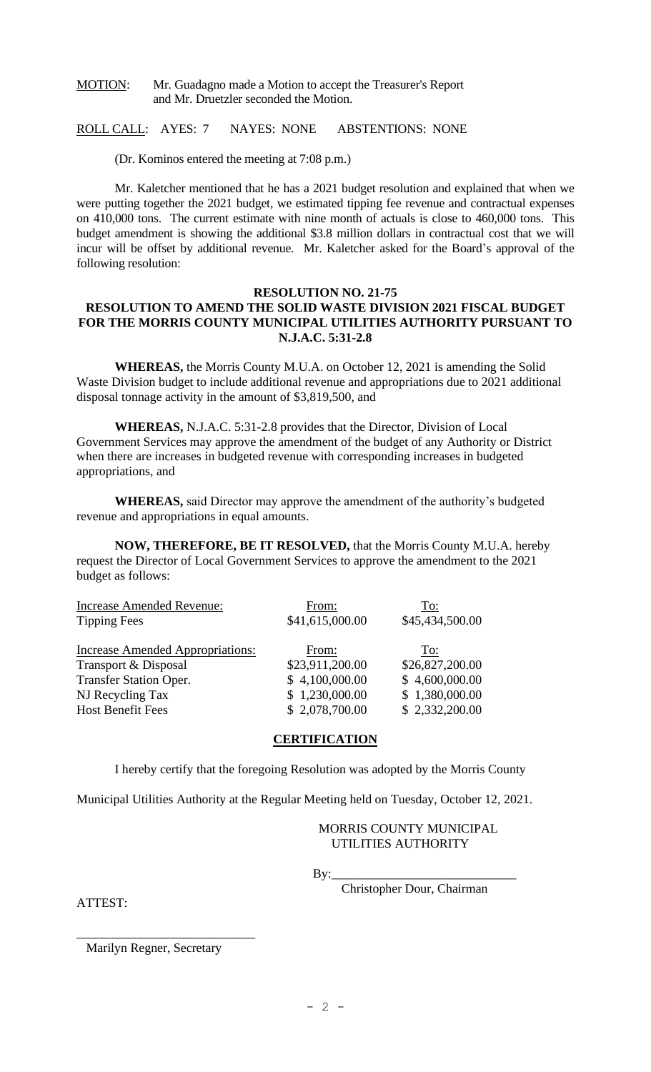MOTION: Mr. Guadagno made a Motion to accept the Treasurer's Report and Mr. Druetzler seconded the Motion.

ROLL CALL: AYES: 7 NAYES: NONE ABSTENTIONS: NONE

(Dr. Kominos entered the meeting at 7:08 p.m.)

Mr. Kaletcher mentioned that he has a 2021 budget resolution and explained that when we were putting together the 2021 budget, we estimated tipping fee revenue and contractual expenses on 410,000 tons. The current estimate with nine month of actuals is close to 460,000 tons. This budget amendment is showing the additional $3.8 million dollars in contractual cost that we will incur will be offset by additional revenue. Mr. Kaletcher asked for the Board's approval of the following resolution:

**RESOLUTION NO. 21-75**

**RESOLUTION TO AMEND THE SOLID WASTE DIVISION 2021 FISCAL BUDGET FOR THE MORRIS COUNTY MUNICIPAL UTILITIES AUTHORITY PURSUANT TO N.J.A.C. 5:31-2.8**

**WHEREAS,** the Morris County M.U.A. on October 12, 2021 is amending the Solid Waste Division budget to include additional revenue and appropriations due to 2021 additional disposal tonnage activity in the amount of $3,819,500, and

**WHEREAS,** N.J.A.C. 5:31-2.8 provides that the Director, Division of Local Government Services may approve the amendment of the budget of any Authority or District when there are increases in budgeted revenue with corresponding increases in budgeted appropriations, and

**WHEREAS,** said Director may approve the amendment of the authority's budgeted revenue and appropriations in equal amounts.

**NOW, THEREFORE, BE IT RESOLVED,** that the Morris County M.U.A. hereby request the Director of Local Government Services to approve the amendment to the 2021 budget as follows:

| Increase Amended Revenue: | From: | To: |
|---|---|---|
| Tipping Fees | $41,615,000.00 | $45,434,500.00 |
| | | |
| **Increase Amended Appropriations:** | **From:** | **To:** |
| Transport & Disposal | $23,911,200.00 | $26,827,200.00 |
| Transfer Station Oper. | $ 4,100,000.00 | $ 4,600,000.00 |
| NJ Recycling Tax | $ 1,230,000.00 | $ 1,380,000.00 |
| Host Benefit Fees | $ 2,078,700.00 | $ 2,332,200.00 |

**CERTIFICATION**

I hereby certify that the foregoing Resolution was adopted by the Morris County Municipal Utilities Authority at the Regular Meeting held on Tuesday, October 12, 2021.

MORRIS COUNTY MUNICIPAL UTILITIES AUTHORITY

By:_____________________________
Christopher Dour, Chairman

ATTEST:

_____________________________
Marilyn Regner, Secretary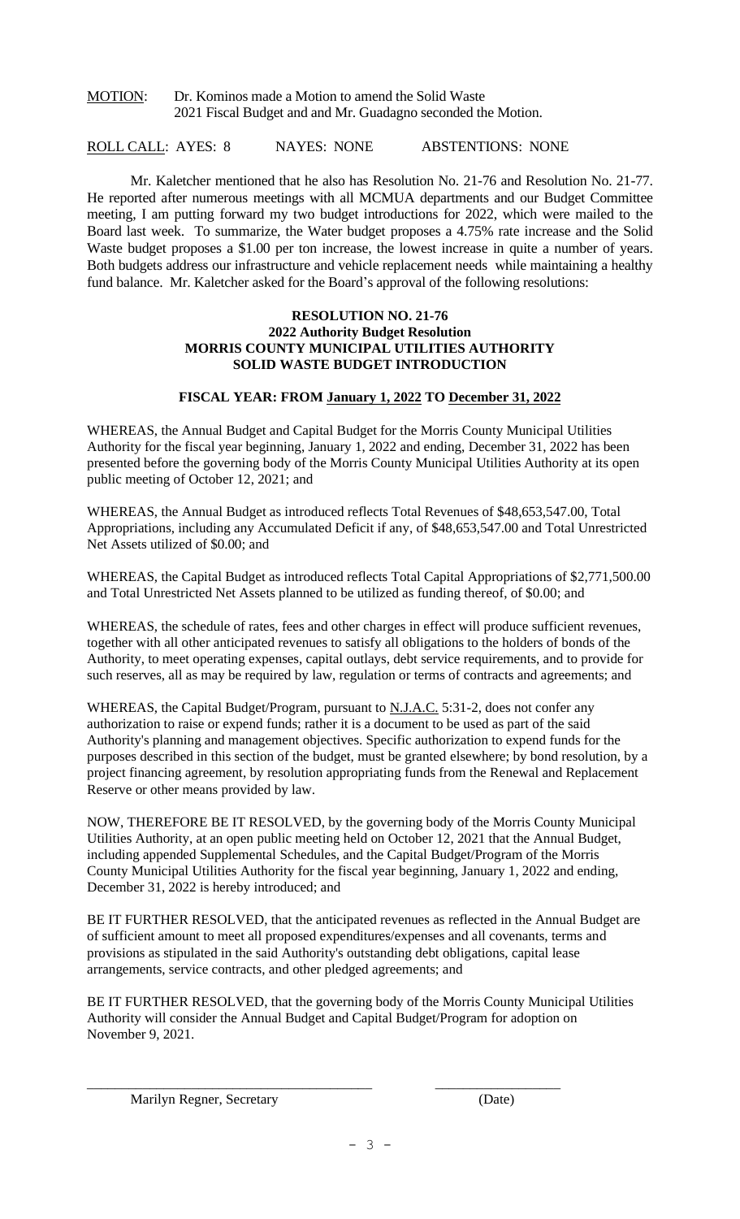MOTION: Dr. Kominos made a Motion to amend the Solid Waste 2021 Fiscal Budget and and Mr. Guadagno seconded the Motion.

ROLL CALL: AYES: 8 NAYES: NONE ABSTENTIONS: NONE

Mr. Kaletcher mentioned that he also has Resolution No. 21-76 and Resolution No. 21-77. He reported after numerous meetings with all MCMUA departments and our Budget Committee meeting, I am putting forward my two budget introductions for 2022, which were mailed to the Board last week. To summarize, the Water budget proposes a 4.75% rate increase and the Solid Waste budget proposes a $1.00 per ton increase, the lowest increase in quite a number of years. Both budgets address our infrastructure and vehicle replacement needs while maintaining a healthy fund balance. Mr. Kaletcher asked for the Board's approval of the following resolutions:

**RESOLUTION NO. 21-76**
**2022 Authority Budget Resolution**
**MORRIS COUNTY MUNICIPAL UTILITIES AUTHORITY**
**SOLID WASTE BUDGET INTRODUCTION**

**FISCAL YEAR: FROM January 1, 2022 TO December 31, 2022**

WHEREAS, the Annual Budget and Capital Budget for the Morris County Municipal Utilities Authority for the fiscal year beginning, January 1, 2022 and ending, December 31, 2022 has been presented before the governing body of the Morris County Municipal Utilities Authority at its open public meeting of October 12, 2021; and

WHEREAS, the Annual Budget as introduced reflects Total Revenues of $48,653,547.00, Total Appropriations, including any Accumulated Deficit if any, of $48,653,547.00 and Total Unrestricted Net Assets utilized of $0.00; and

WHEREAS, the Capital Budget as introduced reflects Total Capital Appropriations of $2,771,500.00 and Total Unrestricted Net Assets planned to be utilized as funding thereof, of $0.00; and

WHEREAS, the schedule of rates, fees and other charges in effect will produce sufficient revenues, together with all other anticipated revenues to satisfy all obligations to the holders of bonds of the Authority, to meet operating expenses, capital outlays, debt service requirements, and to provide for such reserves, all as may be required by law, regulation or terms of contracts and agreements; and

WHEREAS, the Capital Budget/Program, pursuant to N.J.A.C. 5:31-2, does not confer any authorization to raise or expend funds; rather it is a document to be used as part of the said Authority's planning and management objectives. Specific authorization to expend funds for the purposes described in this section of the budget, must be granted elsewhere; by bond resolution, by a project financing agreement, by resolution appropriating funds from the Renewal and Replacement Reserve or other means provided by law.

NOW, THEREFORE BE IT RESOLVED, by the governing body of the Morris County Municipal Utilities Authority, at an open public meeting held on October 12, 2021 that the Annual Budget, including appended Supplemental Schedules, and the Capital Budget/Program of the Morris County Municipal Utilities Authority for the fiscal year beginning, January 1, 2022 and ending, December 31, 2022 is hereby introduced; and

BE IT FURTHER RESOLVED, that the anticipated revenues as reflected in the Annual Budget are of sufficient amount to meet all proposed expenditures/expenses and all covenants, terms and provisions as stipulated in the said Authority's outstanding debt obligations, capital lease arrangements, service contracts, and other pledged agreements; and

BE IT FURTHER RESOLVED, that the governing body of the Morris County Municipal Utilities Authority will consider the Annual Budget and Capital Budget/Program for adoption on November 9, 2021.

\_\_\_\_\_\_\_\_\_\_\_\_\_\_\_\_\_\_\_\_\_\_\_\_\_\_\_\_\_\_\_\_\_\_\_\_\_\_ \_\_\_\_\_\_\_\_\_\_\_\_\_\_\_\_\_\_

Marilyn Regner, Secretary (Date)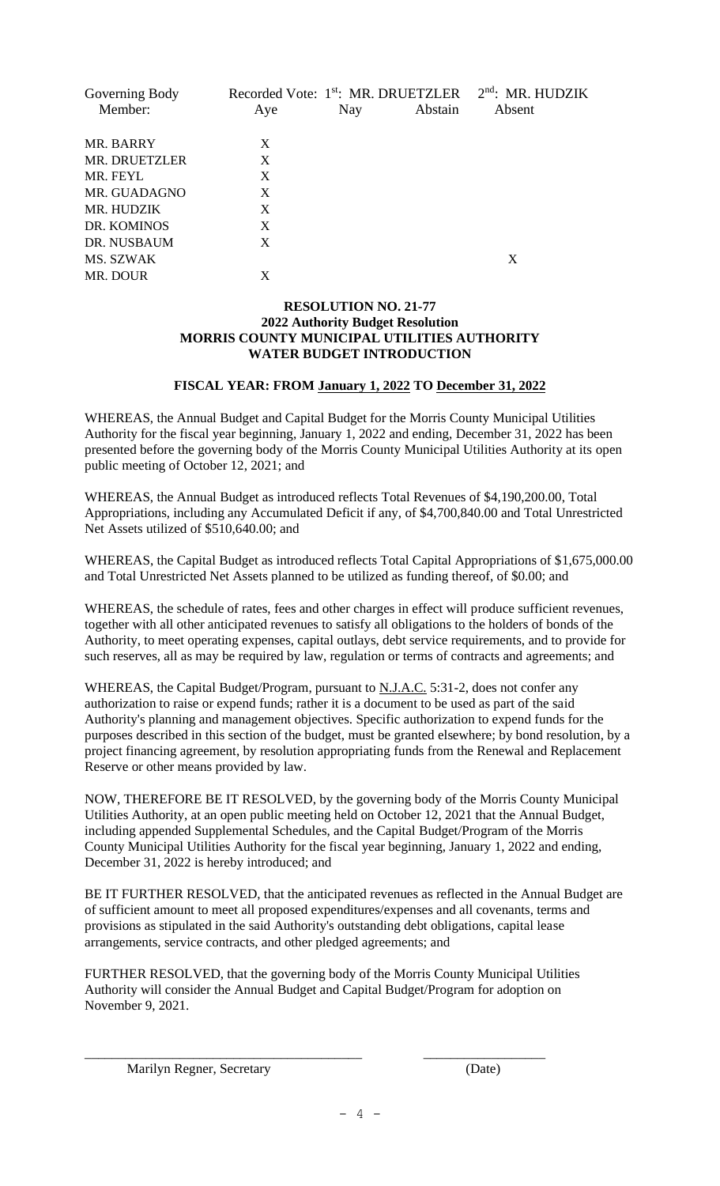| Governing Body Member: | Recorded Vote: 1st: MR. DRUETZLER Aye | Nay | Abstain | 2nd: MR. HUDZIK Absent |
|---|---|---|---|---|
| MR. BARRY | X | | | |
| MR. DRUETZLER | X | | | |
| MR. FEYL | X | | | |
| MR. GUADAGNO | X | | | |
| MR. HUDZIK | X | | | |
| DR. KOMINOS | X | | | |
| DR. NUSBAUM | X | | | |
| MS. SZWAK | | | | X |
| MR. DOUR | X | | | |

**RESOLUTION NO. 21-77**
**2022 Authority Budget Resolution**
**MORRIS COUNTY MUNICIPAL UTILITIES AUTHORITY**
**WATER BUDGET INTRODUCTION**

**FISCAL YEAR: FROM January 1, 2022 TO December 31, 2022**

WHEREAS, the Annual Budget and Capital Budget for the Morris County Municipal Utilities Authority for the fiscal year beginning, January 1, 2022 and ending, December 31, 2022 has been presented before the governing body of the Morris County Municipal Utilities Authority at its open public meeting of October 12, 2021; and

WHEREAS, the Annual Budget as introduced reflects Total Revenues of $4,190,200.00, Total Appropriations, including any Accumulated Deficit if any, of $4,700,840.00 and Total Unrestricted Net Assets utilized of $510,640.00; and

WHEREAS, the Capital Budget as introduced reflects Total Capital Appropriations of $1,675,000.00 and Total Unrestricted Net Assets planned to be utilized as funding thereof, of $0.00; and

WHEREAS, the schedule of rates, fees and other charges in effect will produce sufficient revenues, together with all other anticipated revenues to satisfy all obligations to the holders of bonds of the Authority, to meet operating expenses, capital outlays, debt service requirements, and to provide for such reserves, all as may be required by law, regulation or terms of contracts and agreements; and

WHEREAS, the Capital Budget/Program, pursuant to N.J.A.C. 5:31-2, does not confer any authorization to raise or expend funds; rather it is a document to be used as part of the said Authority's planning and management objectives. Specific authorization to expend funds for the purposes described in this section of the budget, must be granted elsewhere; by bond resolution, by a project financing agreement, by resolution appropriating funds from the Renewal and Replacement Reserve or other means provided by law.

NOW, THEREFORE BE IT RESOLVED, by the governing body of the Morris County Municipal Utilities Authority, at an open public meeting held on October 12, 2021 that the Annual Budget, including appended Supplemental Schedules, and the Capital Budget/Program of the Morris County Municipal Utilities Authority for the fiscal year beginning, January 1, 2022 and ending, December 31, 2022 is hereby introduced; and

BE IT FURTHER RESOLVED, that the anticipated revenues as reflected in the Annual Budget are of sufficient amount to meet all proposed expenditures/expenses and all covenants, terms and provisions as stipulated in the said Authority's outstanding debt obligations, capital lease arrangements, service contracts, and other pledged agreements; and

FURTHER RESOLVED, that the governing body of the Morris County Municipal Utilities Authority will consider the Annual Budget and Capital Budget/Program for adoption on November 9, 2021.

_________________________________________ __________________

Marilyn Regner, Secretary (Date)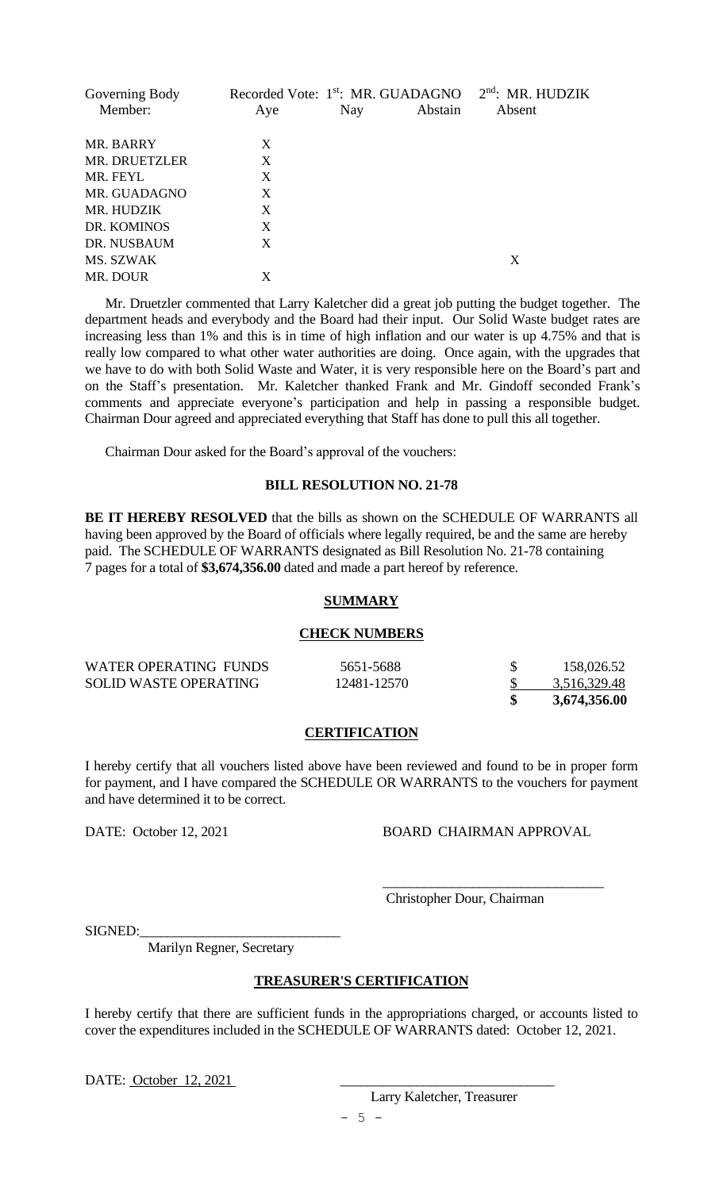| Governing Body Member: | Recorded Vote: 1st: MR. GUADAGNO Aye | Nay | Abstain | 2nd: MR. HUDZIK Absent |
|---|---|---|---|---|
| MR. BARRY | X | | | |
| MR. DRUETZLER | X | | | |
| MR. FEYL | X | | | |
| MR. GUADAGNO | X | | | |
| MR. HUDZIK | X | | | |
| DR. KOMINOS | X | | | |
| DR. NUSBAUM | X | | | |
| MS. SZWAK | | | | X |
| MR. DOUR | X | | | |

Mr. Druetzler commented that Larry Kaletcher did a great job putting the budget together. The department heads and everybody and the Board had their input. Our Solid Waste budget rates are increasing less than 1% and this is in time of high inflation and our water is up 4.75% and that is really low compared to what other water authorities are doing. Once again, with the upgrades that we have to do with both Solid Waste and Water, it is very responsible here on the Board's part and on the Staff's presentation. Mr. Kaletcher thanked Frank and Mr. Gindoff seconded Frank's comments and appreciate everyone's participation and help in passing a responsible budget. Chairman Dour agreed and appreciated everything that Staff has done to pull this all together.

Chairman Dour asked for the Board's approval of the vouchers:

**BILL RESOLUTION NO. 21-78**

**BE IT HEREBY RESOLVED** that the bills as shown on the SCHEDULE OF WARRANTS all having been approved by the Board of officials where legally required, be and the same are hereby paid. The SCHEDULE OF WARRANTS designated as Bill Resolution No. 21-78 containing 7 pages for a total of **$3,674,356.00** dated and made a part hereof by reference.

**SUMMARY**

**CHECK NUMBERS**

| | | |
|---|---|---|
| WATER OPERATING FUNDS | 5651-5688 | $ 158,026.52 |
| SOLID WASTE OPERATING | 12481-12570 | $ 3,516,329.48 |
| | | **$ 3,674,356.00** |

**CERTIFICATION**

I hereby certify that all vouchers listed above have been reviewed and found to be in proper form for payment, and I have compared the SCHEDULE OR WARRANTS to the vouchers for payment and have determined it to be correct.

DATE: October 12, 2021

BOARD CHAIRMAN APPROVAL

\_\_\_\_\_\_\_\_\_\_\_\_\_\_\_\_\_\_\_\_\_\_\_\_\_\_\_\_\_\_\_\_
Christopher Dour, Chairman

SIGNED:\_\_\_\_\_\_\_\_\_\_\_\_\_\_\_\_\_\_\_\_\_\_\_\_\_\_\_\_\_\_
Marilyn Regner, Secretary

**TREASURER'S CERTIFICATION**

I hereby certify that there are sufficient funds in the appropriations charged, or accounts listed to cover the expenditures included in the SCHEDULE OF WARRANTS dated: October 12, 2021.

DATE: October 12, 2021

\_\_\_\_\_\_\_\_\_\_\_\_\_\_\_\_\_\_\_\_\_\_\_\_\_\_\_\_\_\_\_\_
Larry Kaletcher, Treasurer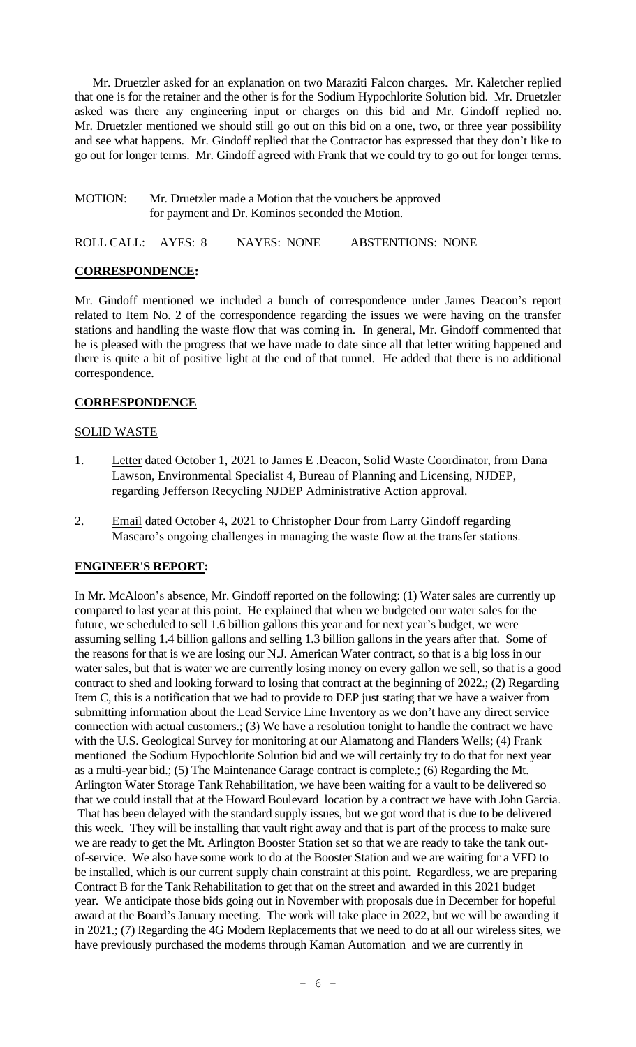Mr. Druetzler asked for an explanation on two Maraziti Falcon charges. Mr. Kaletcher replied that one is for the retainer and the other is for the Sodium Hypochlorite Solution bid. Mr. Druetzler asked was there any engineering input or charges on this bid and Mr. Gindoff replied no. Mr. Druetzler mentioned we should still go out on this bid on a one, two, or three year possibility and see what happens. Mr. Gindoff replied that the Contractor has expressed that they don't like to go out for longer terms. Mr. Gindoff agreed with Frank that we could try to go out for longer terms.

MOTION: Mr. Druetzler made a Motion that the vouchers be approved for payment and Dr. Kominos seconded the Motion.

ROLL CALL: AYES: 8 NAYES: NONE ABSTENTIONS: NONE

**CORRESPONDENCE:**

Mr. Gindoff mentioned we included a bunch of correspondence under James Deacon's report related to Item No. 2 of the correspondence regarding the issues we were having on the transfer stations and handling the waste flow that was coming in. In general, Mr. Gindoff commented that he is pleased with the progress that we have made to date since all that letter writing happened and there is quite a bit of positive light at the end of that tunnel. He added that there is no additional correspondence.

**CORRESPONDENCE**

SOLID WASTE

1. Letter dated October 1, 2021 to James E .Deacon, Solid Waste Coordinator, from Dana Lawson, Environmental Specialist 4, Bureau of Planning and Licensing, NJDEP, regarding Jefferson Recycling NJDEP Administrative Action approval.
2. Email dated October 4, 2021 to Christopher Dour from Larry Gindoff regarding Mascaro's ongoing challenges in managing the waste flow at the transfer stations.

**ENGINEER'S REPORT:**

In Mr. McAloon's absence, Mr. Gindoff reported on the following: (1) Water sales are currently up compared to last year at this point. He explained that when we budgeted our water sales for the future, we scheduled to sell 1.6 billion gallons this year and for next year's budget, we were assuming selling 1.4 billion gallons and selling 1.3 billion gallons in the years after that. Some of the reasons for that is we are losing our N.J. American Water contract, so that is a big loss in our water sales, but that is water we are currently losing money on every gallon we sell, so that is a good contract to shed and looking forward to losing that contract at the beginning of 2022.; (2) Regarding Item C, this is a notification that we had to provide to DEP just stating that we have a waiver from submitting information about the Lead Service Line Inventory as we don't have any direct service connection with actual customers.; (3) We have a resolution tonight to handle the contract we have with the U.S. Geological Survey for monitoring at our Alamatong and Flanders Wells; (4) Frank mentioned the Sodium Hypochlorite Solution bid and we will certainly try to do that for next year as a multi-year bid.; (5) The Maintenance Garage contract is complete.; (6) Regarding the Mt. Arlington Water Storage Tank Rehabilitation, we have been waiting for a vault to be delivered so that we could install that at the Howard Boulevard location by a contract we have with John Garcia. That has been delayed with the standard supply issues, but we got word that is due to be delivered this week. They will be installing that vault right away and that is part of the process to make sure we are ready to get the Mt. Arlington Booster Station set so that we are ready to take the tank out-of-service. We also have some work to do at the Booster Station and we are waiting for a VFD to be installed, which is our current supply chain constraint at this point. Regardless, we are preparing Contract B for the Tank Rehabilitation to get that on the street and awarded in this 2021 budget year. We anticipate those bids going out in November with proposals due in December for hopeful award at the Board's January meeting. The work will take place in 2022, but we will be awarding it in 2021.; (7) Regarding the 4G Modem Replacements that we need to do at all our wireless sites, we have previously purchased the modems through Kaman Automation and we are currently in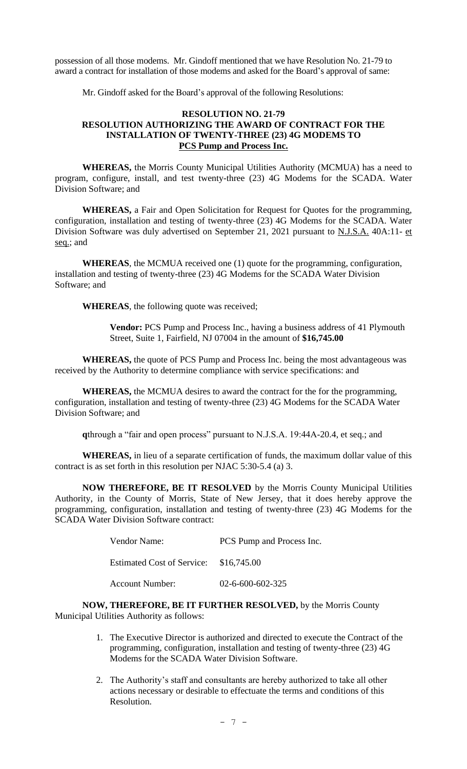possession of all those modems. Mr. Gindoff mentioned that we have Resolution No. 21-79 to award a contract for installation of those modems and asked for the Board's approval of same:

Mr. Gindoff asked for the Board's approval of the following Resolutions:

**RESOLUTION NO. 21-79**
**RESOLUTION AUTHORIZING THE AWARD OF CONTRACT FOR THE INSTALLATION OF TWENTY-THREE (23) 4G MODEMS TO**
**PCS Pump and Process Inc.**

**WHEREAS,** the Morris County Municipal Utilities Authority (MCMUA) has a need to program, configure, install, and test twenty-three (23) 4G Modems for the SCADA. Water Division Software; and

**WHEREAS,** a Fair and Open Solicitation for Request for Quotes for the programming, configuration, installation and testing of twenty-three (23) 4G Modems for the SCADA. Water Division Software was duly advertised on September 21, 2021 pursuant to N.J.S.A. 40A:11- et seq.; and

**WHEREAS**, the MCMUA received one (1) quote for the programming, configuration, installation and testing of twenty-three (23) 4G Modems for the SCADA Water Division Software; and

**WHEREAS**, the following quote was received;

> **Vendor:** PCS Pump and Process Inc., having a business address of 41 Plymouth Street, Suite 1, Fairfield, NJ 07004 in the amount of **$16,745.00**

**WHEREAS,** the quote of PCS Pump and Process Inc. being the most advantageous was received by the Authority to determine compliance with service specifications: and

**WHEREAS,** the MCMUA desires to award the contract for the for the programming, configuration, installation and testing of twenty-three (23) 4G Modems for the SCADA Water Division Software; and

**q**through a "fair and open process" pursuant to N.J.S.A. 19:44A-20.4, et seq.; and

**WHEREAS,** in lieu of a separate certification of funds, the maximum dollar value of this contract is as set forth in this resolution per NJAC 5:30-5.4 (a) 3.

**NOW THEREFORE, BE IT RESOLVED** by the Morris County Municipal Utilities Authority, in the County of Morris, State of New Jersey, that it does hereby approve the programming, configuration, installation and testing of twenty-three (23) 4G Modems for the SCADA Water Division Software contract:

| | |
|---|---|
| Vendor Name: | PCS Pump and Process Inc. |
| Estimated Cost of Service: | $16,745.00 |
| Account Number: | 02-6-600-602-325 |

**NOW, THEREFORE, BE IT FURTHER RESOLVED,** by the Morris County Municipal Utilities Authority as follows:

1. The Executive Director is authorized and directed to execute the Contract of the programming, configuration, installation and testing of twenty-three (23) 4G Modems for the SCADA Water Division Software.

2. The Authority's staff and consultants are hereby authorized to take all other actions necessary or desirable to effectuate the terms and conditions of this Resolution.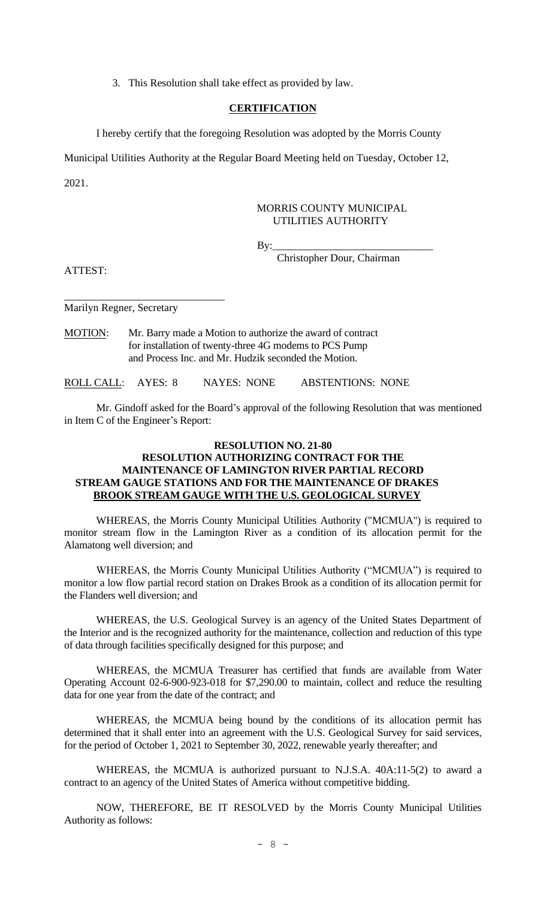3. This Resolution shall take effect as provided by law.

**CERTIFICATION**

I hereby certify that the foregoing Resolution was adopted by the Morris County Municipal Utilities Authority at the Regular Board Meeting held on Tuesday, October 12, 2021.

MORRIS COUNTY MUNICIPAL UTILITIES AUTHORITY

By:_____________________________
Christopher Dour, Chairman

ATTEST:

_____________________________
Marilyn Regner, Secretary

MOTION: Mr. Barry made a Motion to authorize the award of contract for installation of twenty-three 4G modems to PCS Pump and Process Inc. and Mr. Hudzik seconded the Motion.

ROLL CALL: AYES: 8 NAYES: NONE ABSTENTIONS: NONE

Mr. Gindoff asked for the Board's approval of the following Resolution that was mentioned in Item C of the Engineer's Report:

**RESOLUTION NO. 21-80**
**RESOLUTION AUTHORIZING CONTRACT FOR THE MAINTENANCE OF LAMINGTON RIVER PARTIAL RECORD STREAM GAUGE STATIONS AND FOR THE MAINTENANCE OF DRAKES BROOK STREAM GAUGE WITH THE U.S. GEOLOGICAL SURVEY**

WHEREAS, the Morris County Municipal Utilities Authority ("MCMUA") is required to monitor stream flow in the Lamington River as a condition of its allocation permit for the Alamatong well diversion; and

WHEREAS, the Morris County Municipal Utilities Authority ("MCMUA") is required to monitor a low flow partial record station on Drakes Brook as a condition of its allocation permit for the Flanders well diversion; and

WHEREAS, the U.S. Geological Survey is an agency of the United States Department of the Interior and is the recognized authority for the maintenance, collection and reduction of this type of data through facilities specifically designed for this purpose; and

WHEREAS, the MCMUA Treasurer has certified that funds are available from Water Operating Account 02-6-900-923-018 for $7,290.00 to maintain, collect and reduce the resulting data for one year from the date of the contract; and

WHEREAS, the MCMUA being bound by the conditions of its allocation permit has determined that it shall enter into an agreement with the U.S. Geological Survey for said services, for the period of October 1, 2021 to September 30, 2022, renewable yearly thereafter; and

WHEREAS, the MCMUA is authorized pursuant to N.J.S.A. 40A:11-5(2) to award a contract to an agency of the United States of America without competitive bidding.

NOW, THEREFORE, BE IT RESOLVED by the Morris County Municipal Utilities Authority as follows: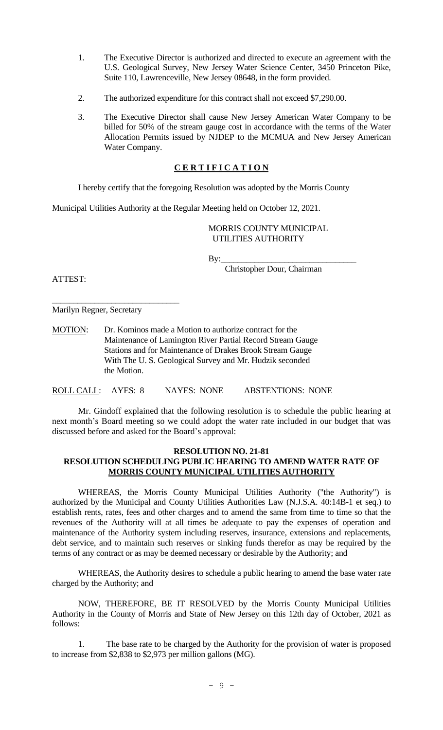1. The Executive Director is authorized and directed to execute an agreement with the U.S. Geological Survey, New Jersey Water Science Center, 3450 Princeton Pike, Suite 110, Lawrenceville, New Jersey 08648, in the form provided.

2. The authorized expenditure for this contract shall not exceed $7,290.00.

3. The Executive Director shall cause New Jersey American Water Company to be billed for 50% of the stream gauge cost in accordance with the terms of the Water Allocation Permits issued by NJDEP to the MCMUA and New Jersey American Water Company.

**C E R T I F I C A T I O N**

I hereby certify that the foregoing Resolution was adopted by the Morris County Municipal Utilities Authority at the Regular Meeting held on October 12, 2021.

MORRIS COUNTY MUNICIPAL UTILITIES AUTHORITY

By:_______________________________
Christopher Dour, Chairman

ATTEST:

_______________________________
Marilyn Regner, Secretary

MOTION: Dr. Kominos made a Motion to authorize contract for the Maintenance of Lamington River Partial Record Stream Gauge Stations and for Maintenance of Drakes Brook Stream Gauge With The U. S. Geological Survey and Mr. Hudzik seconded the Motion.

ROLL CALL: AYES: 8 NAYES: NONE ABSTENTIONS: NONE

Mr. Gindoff explained that the following resolution is to schedule the public hearing at next month's Board meeting so we could adopt the water rate included in our budget that was discussed before and asked for the Board's approval:

**RESOLUTION NO. 21-81**
**RESOLUTION SCHEDULING PUBLIC HEARING TO AMEND WATER RATE OF MORRIS COUNTY MUNICIPAL UTILITIES AUTHORITY**

WHEREAS, the Morris County Municipal Utilities Authority ("the Authority") is authorized by the Municipal and County Utilities Authorities Law (N.J.S.A. 40:14B-1 et seq.) to establish rents, rates, fees and other charges and to amend the same from time to time so that the revenues of the Authority will at all times be adequate to pay the expenses of operation and maintenance of the Authority system including reserves, insurance, extensions and replacements, debt service, and to maintain such reserves or sinking funds therefor as may be required by the terms of any contract or as may be deemed necessary or desirable by the Authority; and

WHEREAS, the Authority desires to schedule a public hearing to amend the base water rate charged by the Authority; and

NOW, THEREFORE, BE IT RESOLVED by the Morris County Municipal Utilities Authority in the County of Morris and State of New Jersey on this 12th day of October, 2021 as follows:

1. The base rate to be charged by the Authority for the provision of water is proposed to increase from $2,838 to $2,973 per million gallons (MG).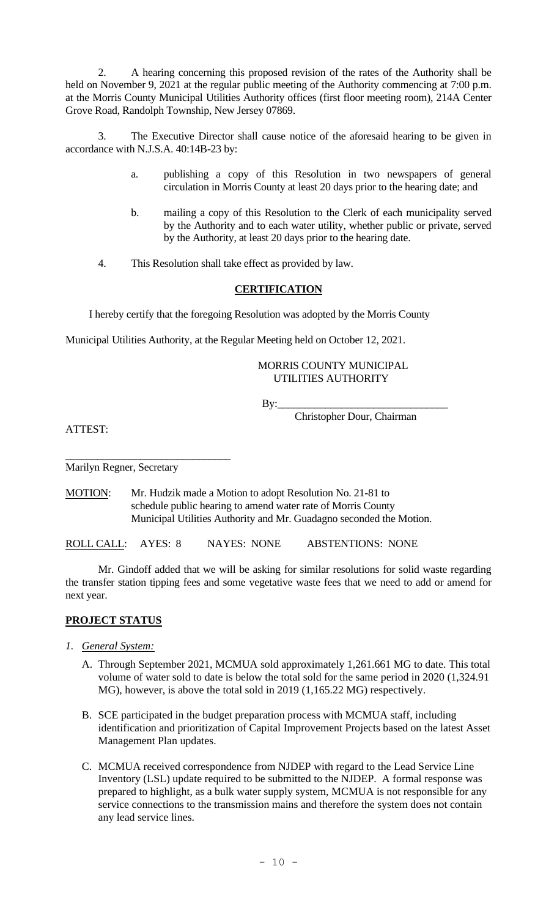2. A hearing concerning this proposed revision of the rates of the Authority shall be held on November 9, 2021 at the regular public meeting of the Authority commencing at 7:00 p.m. at the Morris County Municipal Utilities Authority offices (first floor meeting room), 214A Center Grove Road, Randolph Township, New Jersey 07869.

3. The Executive Director shall cause notice of the aforesaid hearing to be given in accordance with N.J.S.A. 40:14B-23 by:

a. publishing a copy of this Resolution in two newspapers of general circulation in Morris County at least 20 days prior to the hearing date; and

b. mailing a copy of this Resolution to the Clerk of each municipality served by the Authority and to each water utility, whether public or private, served by the Authority, at least 20 days prior to the hearing date.

4. This Resolution shall take effect as provided by law.

**CERTIFICATION**

I hereby certify that the foregoing Resolution was adopted by the Morris County Municipal Utilities Authority, at the Regular Meeting held on October 12, 2021.

MORRIS COUNTY MUNICIPAL UTILITIES AUTHORITY

By:_______________________________
Christopher Dour, Chairman

ATTEST:

_______________________________
Marilyn Regner, Secretary

MOTION: Mr. Hudzik made a Motion to adopt Resolution No. 21-81 to schedule public hearing to amend water rate of Morris County Municipal Utilities Authority and Mr. Guadagno seconded the Motion.

ROLL CALL: AYES: 8 NAYES: NONE ABSTENTIONS: NONE

Mr. Gindoff added that we will be asking for similar resolutions for solid waste regarding the transfer station tipping fees and some vegetative waste fees that we need to add or amend for next year.

**PROJECT STATUS**

*1. General System:*

A. Through September 2021, MCMUA sold approximately 1,261.661 MG to date. This total volume of water sold to date is below the total sold for the same period in 2020 (1,324.91 MG), however, is above the total sold in 2019 (1,165.22 MG) respectively.

B. SCE participated in the budget preparation process with MCMUA staff, including identification and prioritization of Capital Improvement Projects based on the latest Asset Management Plan updates.

C. MCMUA received correspondence from NJDEP with regard to the Lead Service Line Inventory (LSL) update required to be submitted to the NJDEP. A formal response was prepared to highlight, as a bulk water supply system, MCMUA is not responsible for any service connections to the transmission mains and therefore the system does not contain any lead service lines.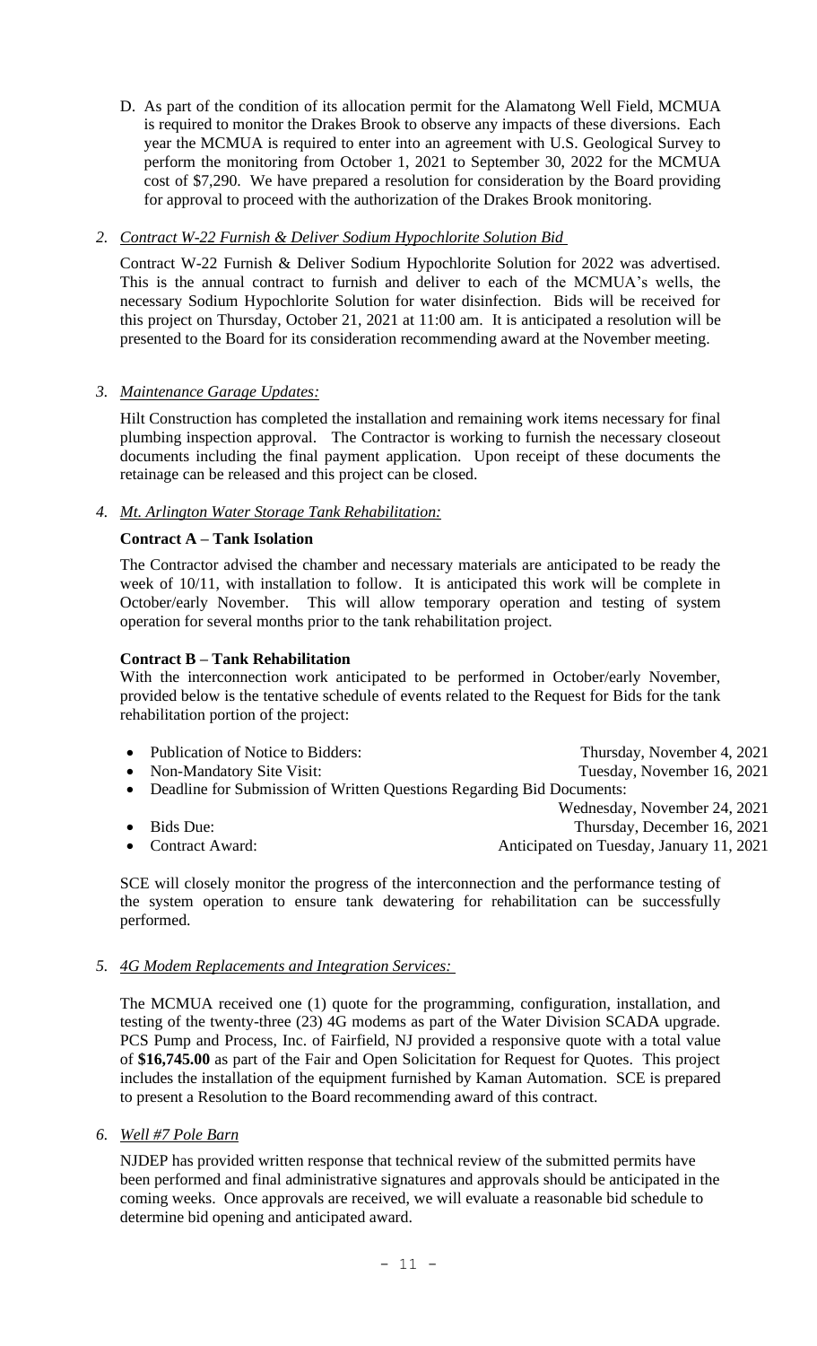D. As part of the condition of its allocation permit for the Alamatong Well Field, MCMUA is required to monitor the Drakes Brook to observe any impacts of these diversions. Each year the MCMUA is required to enter into an agreement with U.S. Geological Survey to perform the monitoring from October 1, 2021 to September 30, 2022 for the MCMUA cost of $7,290. We have prepared a resolution for consideration by the Board providing for approval to proceed with the authorization of the Drakes Brook monitoring.

*2. Contract W-22 Furnish & Deliver Sodium Hypochlorite Solution Bid*

Contract W-22 Furnish & Deliver Sodium Hypochlorite Solution for 2022 was advertised. This is the annual contract to furnish and deliver to each of the MCMUA's wells, the necessary Sodium Hypochlorite Solution for water disinfection. Bids will be received for this project on Thursday, October 21, 2021 at 11:00 am. It is anticipated a resolution will be presented to the Board for its consideration recommending award at the November meeting.

*3. Maintenance Garage Updates:*

Hilt Construction has completed the installation and remaining work items necessary for final plumbing inspection approval. The Contractor is working to furnish the necessary closeout documents including the final payment application. Upon receipt of these documents the retainage can be released and this project can be closed.

*4. Mt. Arlington Water Storage Tank Rehabilitation:*

**Contract A – Tank Isolation**

The Contractor advised the chamber and necessary materials are anticipated to be ready the week of 10/11, with installation to follow. It is anticipated this work will be complete in October/early November. This will allow temporary operation and testing of system operation for several months prior to the tank rehabilitation project.

**Contract B – Tank Rehabilitation**

With the interconnection work anticipated to be performed in October/early November, provided below is the tentative schedule of events related to the Request for Bids for the tank rehabilitation portion of the project:

- Publication of Notice to Bidders: Thursday, November 4, 2021
- Non-Mandatory Site Visit: Tuesday, November 16, 2021
- Deadline for Submission of Written Questions Regarding Bid Documents: Wednesday, November 24, 2021
- Bids Due: Thursday, December 16, 2021
- Contract Award: Anticipated on Tuesday, January 11, 2021

SCE will closely monitor the progress of the interconnection and the performance testing of the system operation to ensure tank dewatering for rehabilitation can be successfully performed.

*5. 4G Modem Replacements and Integration Services:*

The MCMUA received one (1) quote for the programming, configuration, installation, and testing of the twenty-three (23) 4G modems as part of the Water Division SCADA upgrade. PCS Pump and Process, Inc. of Fairfield, NJ provided a responsive quote with a total value of **$16,745.00** as part of the Fair and Open Solicitation for Request for Quotes. This project includes the installation of the equipment furnished by Kaman Automation. SCE is prepared to present a Resolution to the Board recommending award of this contract.

*6. Well #7 Pole Barn*

NJDEP has provided written response that technical review of the submitted permits have been performed and final administrative signatures and approvals should be anticipated in the coming weeks. Once approvals are received, we will evaluate a reasonable bid schedule to determine bid opening and anticipated award.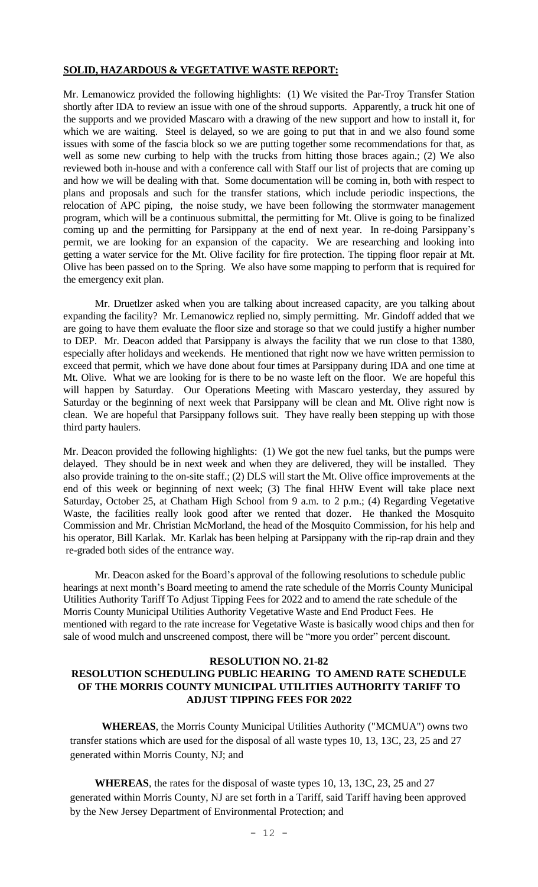**SOLID, HAZARDOUS & VEGETATIVE WASTE REPORT:**

Mr. Lemanowicz provided the following highlights: (1) We visited the Par-Troy Transfer Station shortly after IDA to review an issue with one of the shroud supports. Apparently, a truck hit one of the supports and we provided Mascaro with a drawing of the new support and how to install it, for which we are waiting. Steel is delayed, so we are going to put that in and we also found some issues with some of the fascia block so we are putting together some recommendations for that, as well as some new curbing to help with the trucks from hitting those braces again.; (2) We also reviewed both in-house and with a conference call with Staff our list of projects that are coming up and how we will be dealing with that. Some documentation will be coming in, both with respect to plans and proposals and such for the transfer stations, which include periodic inspections, the relocation of APC piping, the noise study, we have been following the stormwater management program, which will be a continuous submittal, the permitting for Mt. Olive is going to be finalized coming up and the permitting for Parsippany at the end of next year. In re-doing Parsippany's permit, we are looking for an expansion of the capacity. We are researching and looking into getting a water service for the Mt. Olive facility for fire protection. The tipping floor repair at Mt. Olive has been passed on to the Spring. We also have some mapping to perform that is required for the emergency exit plan.

Mr. Druetlzer asked when you are talking about increased capacity, are you talking about expanding the facility? Mr. Lemanowicz replied no, simply permitting. Mr. Gindoff added that we are going to have them evaluate the floor size and storage so that we could justify a higher number to DEP. Mr. Deacon added that Parsippany is always the facility that we run close to that 1380, especially after holidays and weekends. He mentioned that right now we have written permission to exceed that permit, which we have done about four times at Parsippany during IDA and one time at Mt. Olive. What we are looking for is there to be no waste left on the floor. We are hopeful this will happen by Saturday. Our Operations Meeting with Mascaro yesterday, they assured by Saturday or the beginning of next week that Parsippany will be clean and Mt. Olive right now is clean. We are hopeful that Parsippany follows suit. They have really been stepping up with those third party haulers.

Mr. Deacon provided the following highlights: (1) We got the new fuel tanks, but the pumps were delayed. They should be in next week and when they are delivered, they will be installed. They also provide training to the on-site staff.; (2) DLS will start the Mt. Olive office improvements at the end of this week or beginning of next week; (3) The final HHW Event will take place next Saturday, October 25, at Chatham High School from 9 a.m. to 2 p.m.; (4) Regarding Vegetative Waste, the facilities really look good after we rented that dozer. He thanked the Mosquito Commission and Mr. Christian McMorland, the head of the Mosquito Commission, for his help and his operator, Bill Karlak. Mr. Karlak has been helping at Parsippany with the rip-rap drain and they re-graded both sides of the entrance way.

Mr. Deacon asked for the Board's approval of the following resolutions to schedule public hearings at next month's Board meeting to amend the rate schedule of the Morris County Municipal Utilities Authority Tariff To Adjust Tipping Fees for 2022 and to amend the rate schedule of the Morris County Municipal Utilities Authority Vegetative Waste and End Product Fees. He mentioned with regard to the rate increase for Vegetative Waste is basically wood chips and then for sale of wood mulch and unscreened compost, there will be "more you order" percent discount.

**RESOLUTION NO. 21-82**
**RESOLUTION SCHEDULING PUBLIC HEARING TO AMEND RATE SCHEDULE OF THE MORRIS COUNTY MUNICIPAL UTILITIES AUTHORITY TARIFF TO ADJUST TIPPING FEES FOR 2022**

**WHEREAS**, the Morris County Municipal Utilities Authority ("MCMUA") owns two transfer stations which are used for the disposal of all waste types 10, 13, 13C, 23, 25 and 27 generated within Morris County, NJ; and

**WHEREAS**, the rates for the disposal of waste types 10, 13, 13C, 23, 25 and 27 generated within Morris County, NJ are set forth in a Tariff, said Tariff having been approved by the New Jersey Department of Environmental Protection; and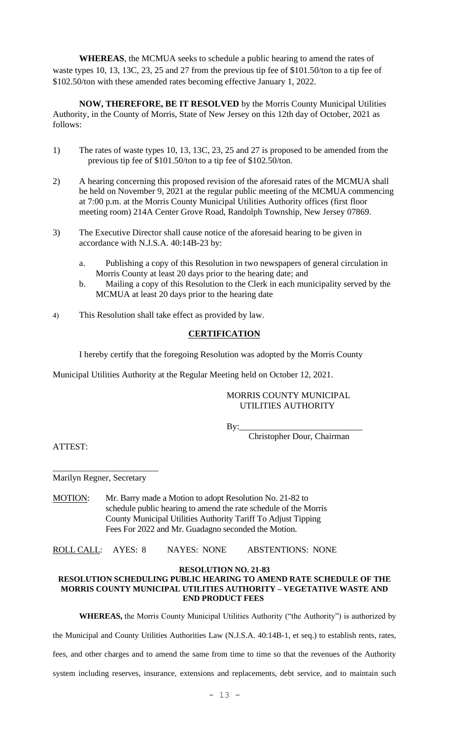**WHEREAS**, the MCMUA seeks to schedule a public hearing to amend the rates of waste types 10, 13, 13C, 23, 25 and 27 from the previous tip fee of $101.50/ton to a tip fee of $102.50/ton with these amended rates becoming effective January 1, 2022.

**NOW, THEREFORE, BE IT RESOLVED** by the Morris County Municipal Utilities Authority, in the County of Morris, State of New Jersey on this 12th day of October, 2021 as follows:

1) The rates of waste types 10, 13, 13C, 23, 25 and 27 is proposed to be amended from the previous tip fee of $101.50/ton to a tip fee of $102.50/ton.

2) A hearing concerning this proposed revision of the aforesaid rates of the MCMUA shall be held on November 9, 2021 at the regular public meeting of the MCMUA commencing at 7:00 p.m. at the Morris County Municipal Utilities Authority offices (first floor meeting room) 214A Center Grove Road, Randolph Township, New Jersey 07869.

3) The Executive Director shall cause notice of the aforesaid hearing to be given in accordance with N.J.S.A. 40:14B-23 by:

   a. Publishing a copy of this Resolution in two newspapers of general circulation in Morris County at least 20 days prior to the hearing date; and
   b. Mailing a copy of this Resolution to the Clerk in each municipality served by the MCMUA at least 20 days prior to the hearing date

4) This Resolution shall take effect as provided by law.

**CERTIFICATION**

I hereby certify that the foregoing Resolution was adopted by the Morris County Municipal Utilities Authority at the Regular Meeting held on October 12, 2021.

MORRIS COUNTY MUNICIPAL UTILITIES AUTHORITY

By:____________________________
Christopher Dour, Chairman

ATTEST:

________________________
Marilyn Regner, Secretary

MOTION: Mr. Barry made a Motion to adopt Resolution No. 21-82 to schedule public hearing to amend the rate schedule of the Morris County Municipal Utilities Authority Tariff To Adjust Tipping Fees For 2022 and Mr. Guadagno seconded the Motion.

ROLL CALL: AYES: 8 NAYES: NONE ABSTENTIONS: NONE

**RESOLUTION NO. 21-83**
**RESOLUTION SCHEDULING PUBLIC HEARING TO AMEND RATE SCHEDULE OF THE MORRIS COUNTY MUNICIPAL UTILITIES AUTHORITY – VEGETATIVE WASTE AND END PRODUCT FEES**

**WHEREAS,** the Morris County Municipal Utilities Authority ("the Authority") is authorized by the Municipal and County Utilities Authorities Law (N.J.S.A. 40:14B-1, et seq.) to establish rents, rates, fees, and other charges and to amend the same from time to time so that the revenues of the Authority system including reserves, insurance, extensions and replacements, debt service, and to maintain such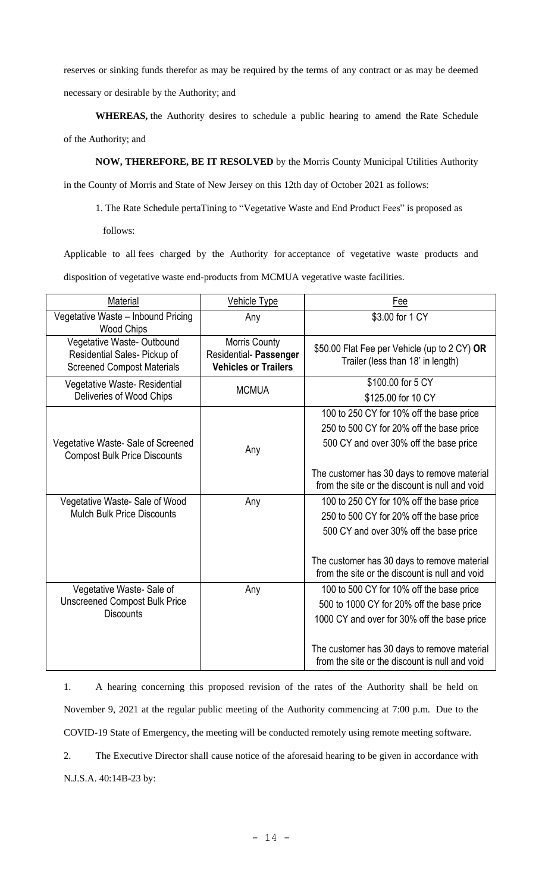reserves or sinking funds therefor as may be required by the terms of any contract or as may be deemed necessary or desirable by the Authority; and

**WHEREAS,** the Authority desires to schedule a public hearing to amend the Rate Schedule of the Authority; and

**NOW, THEREFORE, BE IT RESOLVED** by the Morris County Municipal Utilities Authority in the County of Morris and State of New Jersey on this 12th day of October 2021 as follows:

1. The Rate Schedule pertaTining to "Vegetative Waste and End Product Fees" is proposed as follows:

Applicable to all fees charged by the Authority for acceptance of vegetative waste products and disposition of vegetative waste end-products from MCMUA vegetative waste facilities.

| Material | Vehicle Type | Fee |
|---|---|---|
| Vegetative Waste – Inbound Pricing Wood Chips | Any | $3.00 for 1 CY |
| Vegetative Waste- Outbound Residential Sales- Pickup of Screened Compost Materials | Morris County Residential- **Passenger Vehicles or Trailers** | $50.00 Flat Fee per Vehicle (up to 2 CY) **OR** Trailer (less than 18' in length) |
| Vegetative Waste- Residential Deliveries of Wood Chips | MCMUA | $100.00 for 5 CY<br>$125.00 for 10 CY |
| Vegetative Waste- Sale of Screened Compost Bulk Price Discounts | Any | 100 to 250 CY for 10% off the base price<br>250 to 500 CY for 20% off the base price<br>500 CY and over 30% off the base price<br><br>The customer has 30 days to remove material from the site or the discount is null and void |
| Vegetative Waste- Sale of Wood Mulch Bulk Price Discounts | Any | 100 to 250 CY for 10% off the base price<br>250 to 500 CY for 20% off the base price<br>500 CY and over 30% off the base price<br><br>The customer has 30 days to remove material from the site or the discount is null and void |
| Vegetative Waste- Sale of Unscreened Compost Bulk Price Discounts | Any | 100 to 500 CY for 10% off the base price<br>500 to 1000 CY for 20% off the base price<br>1000 CY and over for 30% off the base price<br><br>The customer has 30 days to remove material from the site or the discount is null and void |

1. A hearing concerning this proposed revision of the rates of the Authority shall be held on November 9, 2021 at the regular public meeting of the Authority commencing at 7:00 p.m. Due to the COVID-19 State of Emergency, the meeting will be conducted remotely using remote meeting software.

2. The Executive Director shall cause notice of the aforesaid hearing to be given in accordance with N.J.S.A. 40:14B-23 by: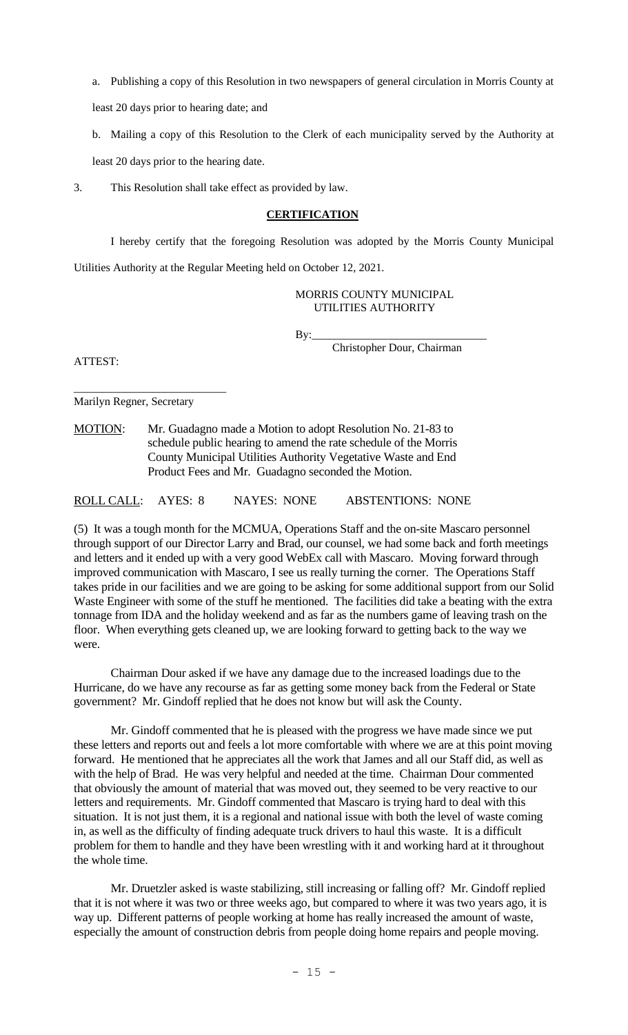a. Publishing a copy of this Resolution in two newspapers of general circulation in Morris County at least 20 days prior to hearing date; and

b. Mailing a copy of this Resolution to the Clerk of each municipality served by the Authority at least 20 days prior to the hearing date.

3. This Resolution shall take effect as provided by law.

**CERTIFICATION**

I hereby certify that the foregoing Resolution was adopted by the Morris County Municipal Utilities Authority at the Regular Meeting held on October 12, 2021.

MORRIS COUNTY MUNICIPAL UTILITIES AUTHORITY

By:_______________________________
Christopher Dour, Chairman

ATTEST:

___________________________
Marilyn Regner, Secretary

MOTION: Mr. Guadagno made a Motion to adopt Resolution No. 21-83 to schedule public hearing to amend the rate schedule of the Morris County Municipal Utilities Authority Vegetative Waste and End Product Fees and Mr. Guadagno seconded the Motion.

ROLL CALL: AYES: 8 NAYES: NONE ABSTENTIONS: NONE

(5) It was a tough month for the MCMUA, Operations Staff and the on-site Mascaro personnel through support of our Director Larry and Brad, our counsel, we had some back and forth meetings and letters and it ended up with a very good WebEx call with Mascaro. Moving forward through improved communication with Mascaro, I see us really turning the corner. The Operations Staff takes pride in our facilities and we are going to be asking for some additional support from our Solid Waste Engineer with some of the stuff he mentioned. The facilities did take a beating with the extra tonnage from IDA and the holiday weekend and as far as the numbers game of leaving trash on the floor. When everything gets cleaned up, we are looking forward to getting back to the way we were.

Chairman Dour asked if we have any damage due to the increased loadings due to the Hurricane, do we have any recourse as far as getting some money back from the Federal or State government? Mr. Gindoff replied that he does not know but will ask the County.

Mr. Gindoff commented that he is pleased with the progress we have made since we put these letters and reports out and feels a lot more comfortable with where we are at this point moving forward. He mentioned that he appreciates all the work that James and all our Staff did, as well as with the help of Brad. He was very helpful and needed at the time. Chairman Dour commented that obviously the amount of material that was moved out, they seemed to be very reactive to our letters and requirements. Mr. Gindoff commented that Mascaro is trying hard to deal with this situation. It is not just them, it is a regional and national issue with both the level of waste coming in, as well as the difficulty of finding adequate truck drivers to haul this waste. It is a difficult problem for them to handle and they have been wrestling with it and working hard at it throughout the whole time.

Mr. Druetzler asked is waste stabilizing, still increasing or falling off? Mr. Gindoff replied that it is not where it was two or three weeks ago, but compared to where it was two years ago, it is way up. Different patterns of people working at home has really increased the amount of waste, especially the amount of construction debris from people doing home repairs and people moving.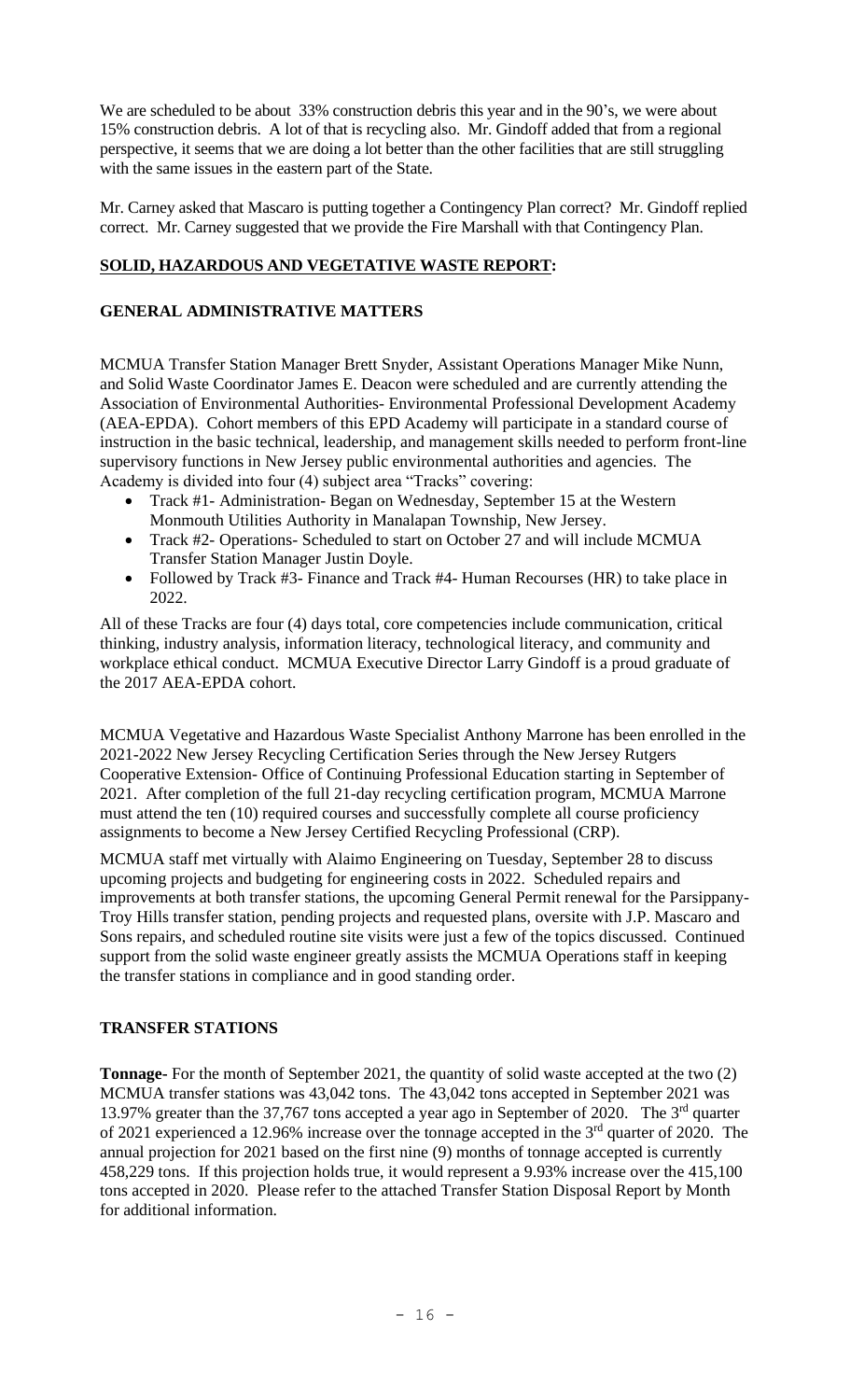We are scheduled to be about 33% construction debris this year and in the 90's, we were about 15% construction debris. A lot of that is recycling also. Mr. Gindoff added that from a regional perspective, it seems that we are doing a lot better than the other facilities that are still struggling with the same issues in the eastern part of the State.

Mr. Carney asked that Mascaro is putting together a Contingency Plan correct? Mr. Gindoff replied correct. Mr. Carney suggested that we provide the Fire Marshall with that Contingency Plan.

## SOLID, HAZARDOUS AND VEGETATIVE WASTE REPORT:

### GENERAL ADMINISTRATIVE MATTERS

MCMUA Transfer Station Manager Brett Snyder, Assistant Operations Manager Mike Nunn, and Solid Waste Coordinator James E. Deacon were scheduled and are currently attending the Association of Environmental Authorities- Environmental Professional Development Academy (AEA-EPDA). Cohort members of this EPD Academy will participate in a standard course of instruction in the basic technical, leadership, and management skills needed to perform front-line supervisory functions in New Jersey public environmental authorities and agencies. The Academy is divided into four (4) subject area "Tracks" covering:

- Track #1- Administration- Began on Wednesday, September 15 at the Western Monmouth Utilities Authority in Manalapan Township, New Jersey.
- Track #2- Operations- Scheduled to start on October 27 and will include MCMUA Transfer Station Manager Justin Doyle.
- Followed by Track #3- Finance and Track #4- Human Recourses (HR) to take place in 2022.

All of these Tracks are four (4) days total, core competencies include communication, critical thinking, industry analysis, information literacy, technological literacy, and community and workplace ethical conduct. MCMUA Executive Director Larry Gindoff is a proud graduate of the 2017 AEA-EPDA cohort.

MCMUA Vegetative and Hazardous Waste Specialist Anthony Marrone has been enrolled in the 2021-2022 New Jersey Recycling Certification Series through the New Jersey Rutgers Cooperative Extension- Office of Continuing Professional Education starting in September of 2021. After completion of the full 21-day recycling certification program, MCMUA Marrone must attend the ten (10) required courses and successfully complete all course proficiency assignments to become a New Jersey Certified Recycling Professional (CRP).

MCMUA staff met virtually with Alaimo Engineering on Tuesday, September 28 to discuss upcoming projects and budgeting for engineering costs in 2022. Scheduled repairs and improvements at both transfer stations, the upcoming General Permit renewal for the Parsippany-Troy Hills transfer station, pending projects and requested plans, oversite with J.P. Mascaro and Sons repairs, and scheduled routine site visits were just a few of the topics discussed. Continued support from the solid waste engineer greatly assists the MCMUA Operations staff in keeping the transfer stations in compliance and in good standing order.

### TRANSFER STATIONS

**Tonnage-** For the month of September 2021, the quantity of solid waste accepted at the two (2) MCMUA transfer stations was 43,042 tons. The 43,042 tons accepted in September 2021 was 13.97% greater than the 37,767 tons accepted a year ago in September of 2020. The 3rd quarter of 2021 experienced a 12.96% increase over the tonnage accepted in the 3rd quarter of 2020. The annual projection for 2021 based on the first nine (9) months of tonnage accepted is currently 458,229 tons. If this projection holds true, it would represent a 9.93% increase over the 415,100 tons accepted in 2020. Please refer to the attached Transfer Station Disposal Report by Month for additional information.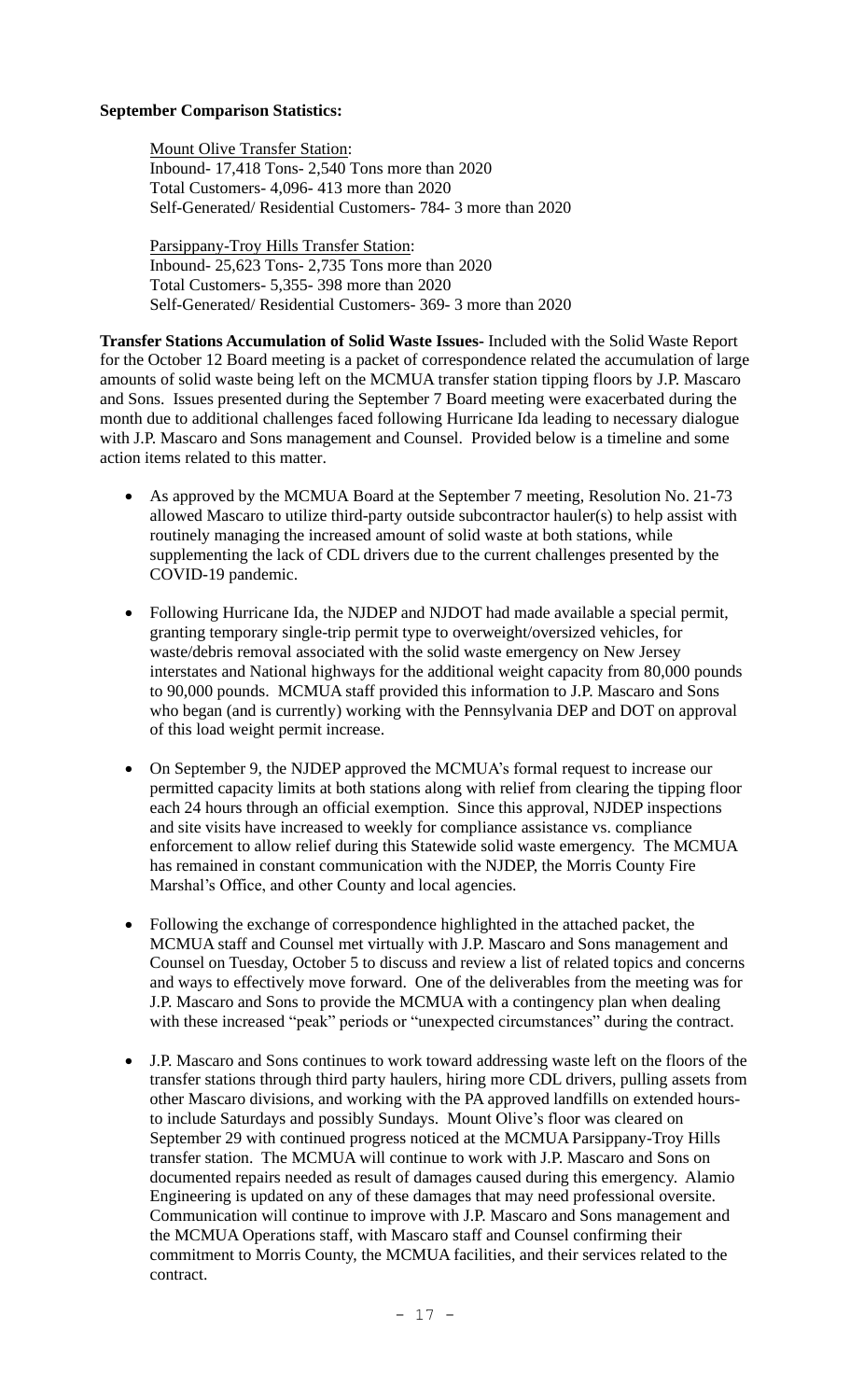**September Comparison Statistics:**

Mount Olive Transfer Station:
Inbound- 17,418 Tons- 2,540 Tons more than 2020
Total Customers- 4,096- 413 more than 2020
Self-Generated/ Residential Customers- 784- 3 more than 2020

Parsippany-Troy Hills Transfer Station:
Inbound- 25,623 Tons- 2,735 Tons more than 2020
Total Customers- 5,355- 398 more than 2020
Self-Generated/ Residential Customers- 369- 3 more than 2020

**Transfer Stations Accumulation of Solid Waste Issues-** Included with the Solid Waste Report for the October 12 Board meeting is a packet of correspondence related the accumulation of large amounts of solid waste being left on the MCMUA transfer station tipping floors by J.P. Mascaro and Sons. Issues presented during the September 7 Board meeting were exacerbated during the month due to additional challenges faced following Hurricane Ida leading to necessary dialogue with J.P. Mascaro and Sons management and Counsel. Provided below is a timeline and some action items related to this matter.

- As approved by the MCMUA Board at the September 7 meeting, Resolution No. 21-73 allowed Mascaro to utilize third-party outside subcontractor hauler(s) to help assist with routinely managing the increased amount of solid waste at both stations, while supplementing the lack of CDL drivers due to the current challenges presented by the COVID-19 pandemic.

- Following Hurricane Ida, the NJDEP and NJDOT had made available a special permit, granting temporary single-trip permit type to overweight/oversized vehicles, for waste/debris removal associated with the solid waste emergency on New Jersey interstates and National highways for the additional weight capacity from 80,000 pounds to 90,000 pounds. MCMUA staff provided this information to J.P. Mascaro and Sons who began (and is currently) working with the Pennsylvania DEP and DOT on approval of this load weight permit increase.

- On September 9, the NJDEP approved the MCMUA's formal request to increase our permitted capacity limits at both stations along with relief from clearing the tipping floor each 24 hours through an official exemption. Since this approval, NJDEP inspections and site visits have increased to weekly for compliance assistance vs. compliance enforcement to allow relief during this Statewide solid waste emergency. The MCMUA has remained in constant communication with the NJDEP, the Morris County Fire Marshal's Office, and other County and local agencies.

- Following the exchange of correspondence highlighted in the attached packet, the MCMUA staff and Counsel met virtually with J.P. Mascaro and Sons management and Counsel on Tuesday, October 5 to discuss and review a list of related topics and concerns and ways to effectively move forward. One of the deliverables from the meeting was for J.P. Mascaro and Sons to provide the MCMUA with a contingency plan when dealing with these increased "peak" periods or "unexpected circumstances" during the contract.

- J.P. Mascaro and Sons continues to work toward addressing waste left on the floors of the transfer stations through third party haulers, hiring more CDL drivers, pulling assets from other Mascaro divisions, and working with the PA approved landfills on extended hours-to include Saturdays and possibly Sundays. Mount Olive's floor was cleared on September 29 with continued progress noticed at the MCMUA Parsippany-Troy Hills transfer station. The MCMUA will continue to work with J.P. Mascaro and Sons on documented repairs needed as result of damages caused during this emergency. Alamio Engineering is updated on any of these damages that may need professional oversite. Communication will continue to improve with J.P. Mascaro and Sons management and the MCMUA Operations staff, with Mascaro staff and Counsel confirming their commitment to Morris County, the MCMUA facilities, and their services related to the contract.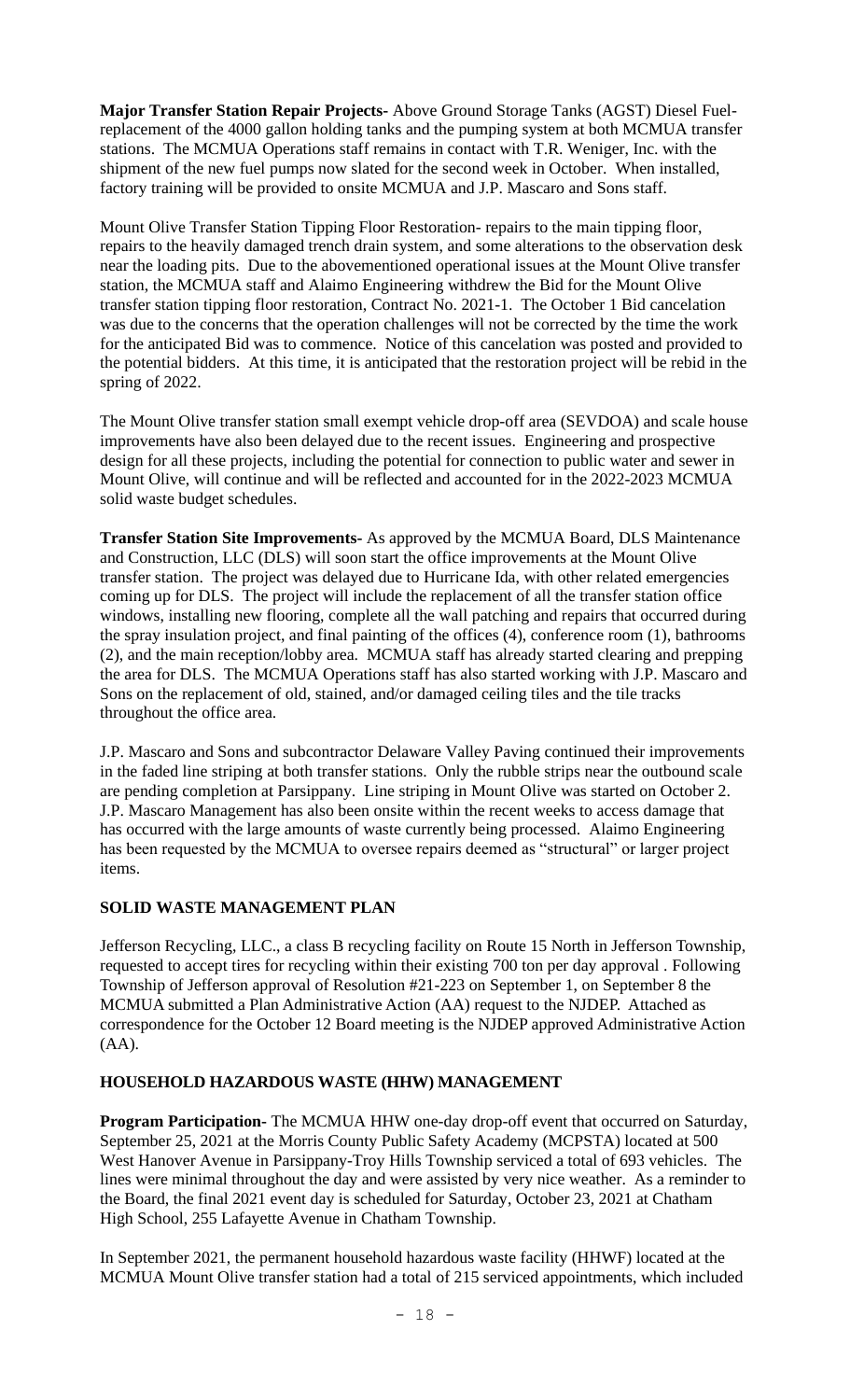**Major Transfer Station Repair Projects**- Above Ground Storage Tanks (AGST) Diesel Fuel- replacement of the 4000 gallon holding tanks and the pumping system at both MCMUA transfer stations. The MCMUA Operations staff remains in contact with T.R. Weniger, Inc. with the shipment of the new fuel pumps now slated for the second week in October. When installed, factory training will be provided to onsite MCMUA and J.P. Mascaro and Sons staff.

Mount Olive Transfer Station Tipping Floor Restoration- repairs to the main tipping floor, repairs to the heavily damaged trench drain system, and some alterations to the observation desk near the loading pits. Due to the abovementioned operational issues at the Mount Olive transfer station, the MCMUA staff and Alaimo Engineering withdrew the Bid for the Mount Olive transfer station tipping floor restoration, Contract No. 2021-1. The October 1 Bid cancelation was due to the concerns that the operation challenges will not be corrected by the time the work for the anticipated Bid was to commence. Notice of this cancelation was posted and provided to the potential bidders. At this time, it is anticipated that the restoration project will be rebid in the spring of 2022.

The Mount Olive transfer station small exempt vehicle drop-off area (SEVDOA) and scale house improvements have also been delayed due to the recent issues. Engineering and prospective design for all these projects, including the potential for connection to public water and sewer in Mount Olive, will continue and will be reflected and accounted for in the 2022-2023 MCMUA solid waste budget schedules.

**Transfer Station Site Improvements**- As approved by the MCMUA Board, DLS Maintenance and Construction, LLC (DLS) will soon start the office improvements at the Mount Olive transfer station. The project was delayed due to Hurricane Ida, with other related emergencies coming up for DLS. The project will include the replacement of all the transfer station office windows, installing new flooring, complete all the wall patching and repairs that occurred during the spray insulation project, and final painting of the offices (4), conference room (1), bathrooms (2), and the main reception/lobby area. MCMUA staff has already started clearing and prepping the area for DLS. The MCMUA Operations staff has also started working with J.P. Mascaro and Sons on the replacement of old, stained, and/or damaged ceiling tiles and the tile tracks throughout the office area.

J.P. Mascaro and Sons and subcontractor Delaware Valley Paving continued their improvements in the faded line striping at both transfer stations. Only the rubble strips near the outbound scale are pending completion at Parsippany. Line striping in Mount Olive was started on October 2. J.P. Mascaro Management has also been onsite within the recent weeks to access damage that has occurred with the large amounts of waste currently being processed. Alaimo Engineering has been requested by the MCMUA to oversee repairs deemed as "structural" or larger project items.

## SOLID WASTE MANAGEMENT PLAN

Jefferson Recycling, LLC., a class B recycling facility on Route 15 North in Jefferson Township, requested to accept tires for recycling within their existing 700 ton per day approval . Following Township of Jefferson approval of Resolution #21-223 on September 1, on September 8 the MCMUA submitted a Plan Administrative Action (AA) request to the NJDEP. Attached as correspondence for the October 12 Board meeting is the NJDEP approved Administrative Action (AA).

## HOUSEHOLD HAZARDOUS WASTE (HHW) MANAGEMENT

**Program Participation**- The MCMUA HHW one-day drop-off event that occurred on Saturday, September 25, 2021 at the Morris County Public Safety Academy (MCPSTA) located at 500 West Hanover Avenue in Parsippany-Troy Hills Township serviced a total of 693 vehicles. The lines were minimal throughout the day and were assisted by very nice weather. As a reminder to the Board, the final 2021 event day is scheduled for Saturday, October 23, 2021 at Chatham High School, 255 Lafayette Avenue in Chatham Township.

In September 2021, the permanent household hazardous waste facility (HHWF) located at the MCMUA Mount Olive transfer station had a total of 215 serviced appointments, which included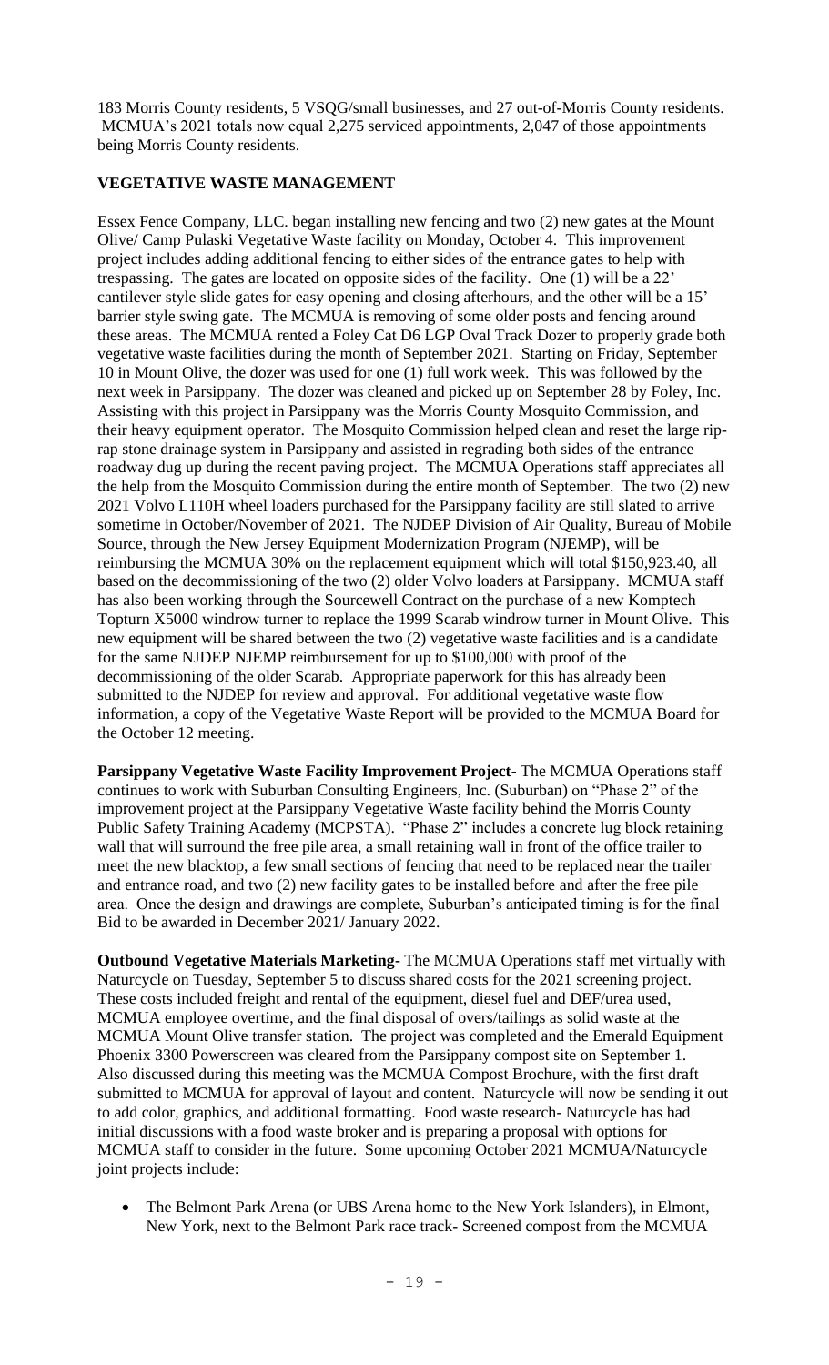183 Morris County residents, 5 VSQG/small businesses, and 27 out-of-Morris County residents. MCMUA's 2021 totals now equal 2,275 serviced appointments, 2,047 of those appointments being Morris County residents.

**VEGETATIVE WASTE MANAGEMENT**

Essex Fence Company, LLC. began installing new fencing and two (2) new gates at the Mount Olive/ Camp Pulaski Vegetative Waste facility on Monday, October 4. This improvement project includes adding additional fencing to either sides of the entrance gates to help with trespassing. The gates are located on opposite sides of the facility. One (1) will be a 22' cantilever style slide gates for easy opening and closing afterhours, and the other will be a 15' barrier style swing gate. The MCMUA is removing of some older posts and fencing around these areas. The MCMUA rented a Foley Cat D6 LGP Oval Track Dozer to properly grade both vegetative waste facilities during the month of September 2021. Starting on Friday, September 10 in Mount Olive, the dozer was used for one (1) full work week. This was followed by the next week in Parsippany. The dozer was cleaned and picked up on September 28 by Foley, Inc. Assisting with this project in Parsippany was the Morris County Mosquito Commission, and their heavy equipment operator. The Mosquito Commission helped clean and reset the large rip-rap stone drainage system in Parsippany and assisted in regrading both sides of the entrance roadway dug up during the recent paving project. The MCMUA Operations staff appreciates all the help from the Mosquito Commission during the entire month of September. The two (2) new 2021 Volvo L110H wheel loaders purchased for the Parsippany facility are still slated to arrive sometime in October/November of 2021. The NJDEP Division of Air Quality, Bureau of Mobile Source, through the New Jersey Equipment Modernization Program (NJEMP), will be reimbursing the MCMUA 30% on the replacement equipment which will total $150,923.40, all based on the decommissioning of the two (2) older Volvo loaders at Parsippany. MCMUA staff has also been working through the Sourcewell Contract on the purchase of a new Komptech Topturn X5000 windrow turner to replace the 1999 Scarab windrow turner in Mount Olive. This new equipment will be shared between the two (2) vegetative waste facilities and is a candidate for the same NJDEP NJEMP reimbursement for up to $100,000 with proof of the decommissioning of the older Scarab. Appropriate paperwork for this has already been submitted to the NJDEP for review and approval. For additional vegetative waste flow information, a copy of the Vegetative Waste Report will be provided to the MCMUA Board for the October 12 meeting.

**Parsippany Vegetative Waste Facility Improvement Project-** The MCMUA Operations staff continues to work with Suburban Consulting Engineers, Inc. (Suburban) on "Phase 2" of the improvement project at the Parsippany Vegetative Waste facility behind the Morris County Public Safety Training Academy (MCPSTA). "Phase 2" includes a concrete lug block retaining wall that will surround the free pile area, a small retaining wall in front of the office trailer to meet the new blacktop, a few small sections of fencing that need to be replaced near the trailer and entrance road, and two (2) new facility gates to be installed before and after the free pile area. Once the design and drawings are complete, Suburban's anticipated timing is for the final Bid to be awarded in December 2021/ January 2022.

**Outbound Vegetative Materials Marketing-** The MCMUA Operations staff met virtually with Naturcycle on Tuesday, September 5 to discuss shared costs for the 2021 screening project. These costs included freight and rental of the equipment, diesel fuel and DEF/urea used, MCMUA employee overtime, and the final disposal of overs/tailings as solid waste at the MCMUA Mount Olive transfer station. The project was completed and the Emerald Equipment Phoenix 3300 Powerscreen was cleared from the Parsippany compost site on September 1. Also discussed during this meeting was the MCMUA Compost Brochure, with the first draft submitted to MCMUA for approval of layout and content. Naturcycle will now be sending it out to add color, graphics, and additional formatting. Food waste research- Naturcycle has had initial discussions with a food waste broker and is preparing a proposal with options for MCMUA staff to consider in the future. Some upcoming October 2021 MCMUA/Naturcycle joint projects include:

- The Belmont Park Arena (or UBS Arena home to the New York Islanders), in Elmont, New York, next to the Belmont Park race track- Screened compost from the MCMUA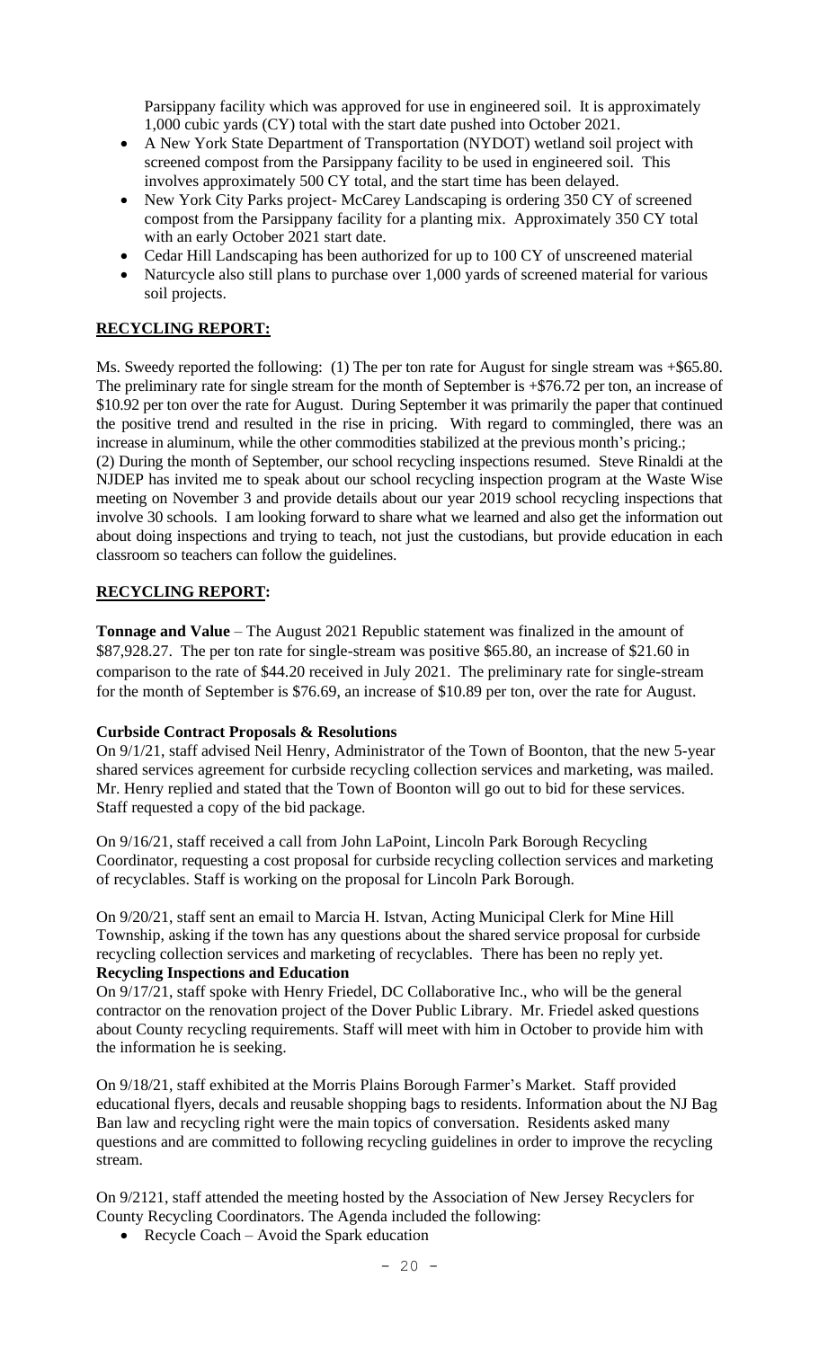Parsippany facility which was approved for use in engineered soil. It is approximately 1,000 cubic yards (CY) total with the start date pushed into October 2021.

- A New York State Department of Transportation (NYDOT) wetland soil project with screened compost from the Parsippany facility to be used in engineered soil. This involves approximately 500 CY total, and the start time has been delayed.
- New York City Parks project- McCarey Landscaping is ordering 350 CY of screened compost from the Parsippany facility for a planting mix. Approximately 350 CY total with an early October 2021 start date.
- Cedar Hill Landscaping has been authorized for up to 100 CY of unscreened material
- Naturcycle also still plans to purchase over 1,000 yards of screened material for various soil projects.

## **RECYCLING REPORT:**

Ms. Sweedy reported the following: (1) The per ton rate for August for single stream was +$65.80. The preliminary rate for single stream for the month of September is +$76.72 per ton, an increase of $10.92 per ton over the rate for August. During September it was primarily the paper that continued the positive trend and resulted in the rise in pricing. With regard to commingled, there was an increase in aluminum, while the other commodities stabilized at the previous month's pricing.; (2) During the month of September, our school recycling inspections resumed. Steve Rinaldi at the NJDEP has invited me to speak about our school recycling inspection program at the Waste Wise meeting on November 3 and provide details about our year 2019 school recycling inspections that involve 30 schools. I am looking forward to share what we learned and also get the information out about doing inspections and trying to teach, not just the custodians, but provide education in each classroom so teachers can follow the guidelines.

## **RECYCLING REPORT:**

**Tonnage and Value** – The August 2021 Republic statement was finalized in the amount of $87,928.27. The per ton rate for single-stream was positive $65.80, an increase of $21.60 in comparison to the rate of $44.20 received in July 2021. The preliminary rate for single-stream for the month of September is $76.69, an increase of $10.89 per ton, over the rate for August.

**Curbside Contract Proposals & Resolutions**

On 9/1/21, staff advised Neil Henry, Administrator of the Town of Boonton, that the new 5-year shared services agreement for curbside recycling collection services and marketing, was mailed. Mr. Henry replied and stated that the Town of Boonton will go out to bid for these services. Staff requested a copy of the bid package.

On 9/16/21, staff received a call from John LaPoint, Lincoln Park Borough Recycling Coordinator, requesting a cost proposal for curbside recycling collection services and marketing of recyclables. Staff is working on the proposal for Lincoln Park Borough.

On 9/20/21, staff sent an email to Marcia H. Istvan, Acting Municipal Clerk for Mine Hill Township, asking if the town has any questions about the shared service proposal for curbside recycling collection services and marketing of recyclables. There has been no reply yet.

**Recycling Inspections and Education**

On 9/17/21, staff spoke with Henry Friedel, DC Collaborative Inc., who will be the general contractor on the renovation project of the Dover Public Library. Mr. Friedel asked questions about County recycling requirements. Staff will meet with him in October to provide him with the information he is seeking.

On 9/18/21, staff exhibited at the Morris Plains Borough Farmer's Market. Staff provided educational flyers, decals and reusable shopping bags to residents. Information about the NJ Bag Ban law and recycling right were the main topics of conversation. Residents asked many questions and are committed to following recycling guidelines in order to improve the recycling stream.

On 9/2121, staff attended the meeting hosted by the Association of New Jersey Recyclers for County Recycling Coordinators. The Agenda included the following:

- Recycle Coach – Avoid the Spark education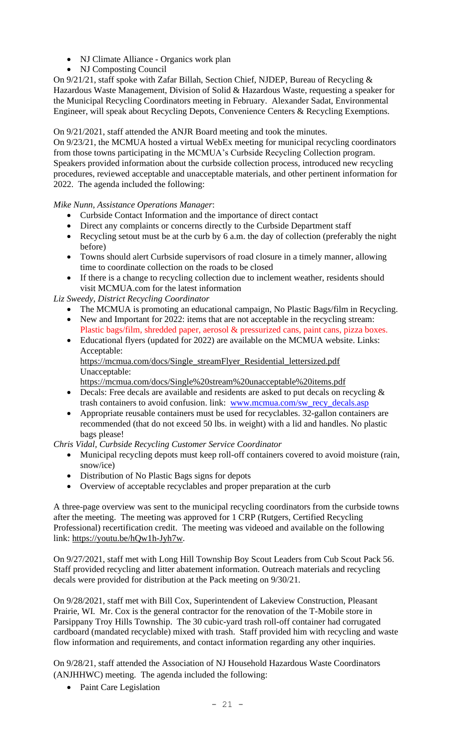- NJ Climate Alliance - Organics work plan
- NJ Composting Council

On 9/21/21, staff spoke with Zafar Billah, Section Chief, NJDEP, Bureau of Recycling & Hazardous Waste Management, Division of Solid & Hazardous Waste, requesting a speaker for the Municipal Recycling Coordinators meeting in February. Alexander Sadat, Environmental Engineer, will speak about Recycling Depots, Convenience Centers & Recycling Exemptions.

On 9/21/2021, staff attended the ANJR Board meeting and took the minutes.

On 9/23/21, the MCMUA hosted a virtual WebEx meeting for municipal recycling coordinators from those towns participating in the MCMUA's Curbside Recycling Collection program. Speakers provided information about the curbside collection process, introduced new recycling procedures, reviewed acceptable and unacceptable materials, and other pertinent information for 2022. The agenda included the following:

*Mike Nunn, Assistance Operations Manager*:

- Curbside Contact Information and the importance of direct contact
- Direct any complaints or concerns directly to the Curbside Department staff
- Recycling setout must be at the curb by 6 a.m. the day of collection (preferably the night before)
- Towns should alert Curbside supervisors of road closure in a timely manner, allowing time to coordinate collection on the roads to be closed
- If there is a change to recycling collection due to inclement weather, residents should visit MCMUA.com for the latest information

*Liz Sweedy, District Recycling Coordinator*

- The MCMUA is promoting an educational campaign, No Plastic Bags/film in Recycling.
- New and Important for 2022: items that are not acceptable in the recycling stream: Plastic bags/film, shredded paper, aerosol & pressurized cans, paint cans, pizza boxes.
- Educational flyers (updated for 2022) are available on the MCMUA website. Links: Acceptable: https://mcmua.com/docs/Single_streamFlyer_Residential_lettersized.pdf Unacceptable: https://mcmua.com/docs/Single%20stream%20unacceptable%20items.pdf
- Decals: Free decals are available and residents are asked to put decals on recycling & trash containers to avoid confusion. link: www.mcmua.com/sw_recy_decals.asp
- Appropriate reusable containers must be used for recyclables. 32-gallon containers are recommended (that do not exceed 50 lbs. in weight) with a lid and handles. No plastic bags please!

*Chris Vidal, Curbside Recycling Customer Service Coordinator*

- Municipal recycling depots must keep roll-off containers covered to avoid moisture (rain, snow/ice)
- Distribution of No Plastic Bags signs for depots
- Overview of acceptable recyclables and proper preparation at the curb

A three-page overview was sent to the municipal recycling coordinators from the curbside towns after the meeting. The meeting was approved for 1 CRP (Rutgers, Certified Recycling Professional) recertification credit. The meeting was videoed and available on the following link: https://youtu.be/hQw1h-Jyh7w.

On 9/27/2021, staff met with Long Hill Township Boy Scout Leaders from Cub Scout Pack 56. Staff provided recycling and litter abatement information. Outreach materials and recycling decals were provided for distribution at the Pack meeting on 9/30/21.

On 9/28/2021, staff met with Bill Cox, Superintendent of Lakeview Construction, Pleasant Prairie, WI. Mr. Cox is the general contractor for the renovation of the T-Mobile store in Parsippany Troy Hills Township. The 30 cubic-yard trash roll-off container had corrugated cardboard (mandated recyclable) mixed with trash. Staff provided him with recycling and waste flow information and requirements, and contact information regarding any other inquiries.

On 9/28/21, staff attended the Association of NJ Household Hazardous Waste Coordinators (ANJHHWC) meeting. The agenda included the following:

- Paint Care Legislation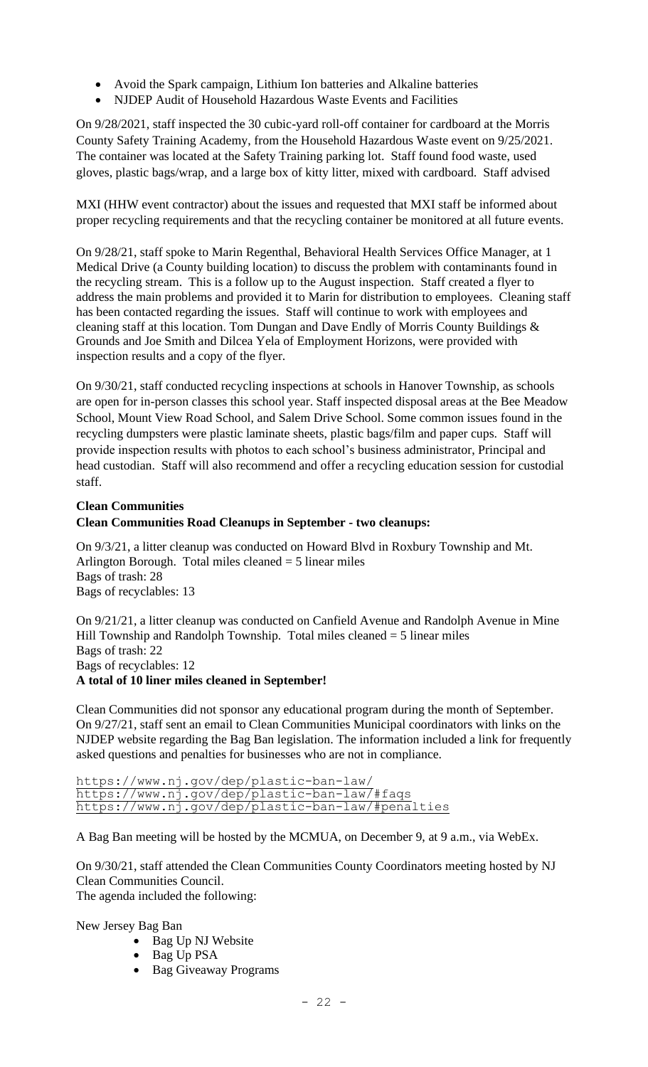- Avoid the Spark campaign, Lithium Ion batteries and Alkaline batteries
- NJDEP Audit of Household Hazardous Waste Events and Facilities

On 9/28/2021, staff inspected the 30 cubic-yard roll-off container for cardboard at the Morris County Safety Training Academy, from the Household Hazardous Waste event on 9/25/2021. The container was located at the Safety Training parking lot. Staff found food waste, used gloves, plastic bags/wrap, and a large box of kitty litter, mixed with cardboard. Staff advised MXI (HHW event contractor) about the issues and requested that MXI staff be informed about proper recycling requirements and that the recycling container be monitored at all future events.

On 9/28/21, staff spoke to Marin Regenthal, Behavioral Health Services Office Manager, at 1 Medical Drive (a County building location) to discuss the problem with contaminants found in the recycling stream. This is a follow up to the August inspection. Staff created a flyer to address the main problems and provided it to Marin for distribution to employees. Cleaning staff has been contacted regarding the issues. Staff will continue to work with employees and cleaning staff at this location. Tom Dungan and Dave Endly of Morris County Buildings & Grounds and Joe Smith and Dilcea Yela of Employment Horizons, were provided with inspection results and a copy of the flyer.

On 9/30/21, staff conducted recycling inspections at schools in Hanover Township, as schools are open for in-person classes this school year. Staff inspected disposal areas at the Bee Meadow School, Mount View Road School, and Salem Drive School. Some common issues found in the recycling dumpsters were plastic laminate sheets, plastic bags/film and paper cups. Staff will provide inspection results with photos to each school's business administrator, Principal and head custodian. Staff will also recommend and offer a recycling education session for custodial staff.

**Clean Communities**

**Clean Communities Road Cleanups in September - two cleanups:**

On 9/3/21, a litter cleanup was conducted on Howard Blvd in Roxbury Township and Mt. Arlington Borough. Total miles cleaned = 5 linear miles
Bags of trash: 28
Bags of recyclables: 13

On 9/21/21, a litter cleanup was conducted on Canfield Avenue and Randolph Avenue in Mine Hill Township and Randolph Township. Total miles cleaned = 5 linear miles
Bags of trash: 22
Bags of recyclables: 12
**A total of 10 liner miles cleaned in September!**

Clean Communities did not sponsor any educational program during the month of September. On 9/27/21, staff sent an email to Clean Communities Municipal coordinators with links on the NJDEP website regarding the Bag Ban legislation. The information included a link for frequently asked questions and penalties for businesses who are not in compliance.

https://www.nj.gov/dep/plastic-ban-law/
https://www.nj.gov/dep/plastic-ban-law/#faqs
https://www.nj.gov/dep/plastic-ban-law/#penalties

A Bag Ban meeting will be hosted by the MCMUA, on December 9, at 9 a.m., via WebEx.

On 9/30/21, staff attended the Clean Communities County Coordinators meeting hosted by NJ Clean Communities Council.
The agenda included the following:

New Jersey Bag Ban

- Bag Up NJ Website
- Bag Up PSA
- Bag Giveaway Programs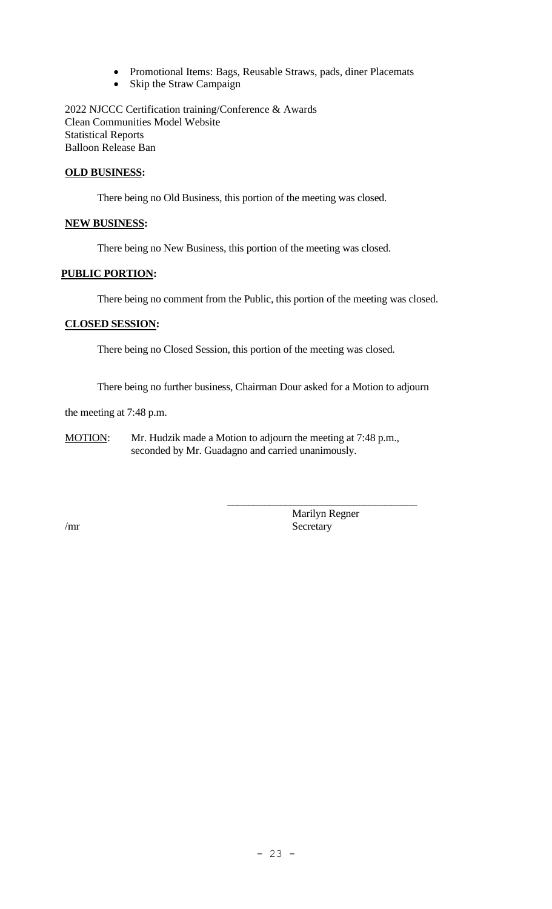- Promotional Items: Bags, Reusable Straws, pads, diner Placemats
- Skip the Straw Campaign

2022 NJCCC Certification training/Conference & Awards
Clean Communities Model Website
Statistical Reports
Balloon Release Ban

**OLD BUSINESS:**

There being no Old Business, this portion of the meeting was closed.

**NEW BUSINESS:**

There being no New Business, this portion of the meeting was closed.

**PUBLIC PORTION:**

There being no comment from the Public, this portion of the meeting was closed.

**CLOSED SESSION:**

There being no Closed Session, this portion of the meeting was closed.

There being no further business, Chairman Dour asked for a Motion to adjourn the meeting at 7:48 p.m.

MOTION: Mr. Hudzik made a Motion to adjourn the meeting at 7:48 p.m., seconded by Mr. Guadagno and carried unanimously.

\_\_\_\_\_\_\_\_\_\_\_\_\_\_\_\_\_\_\_\_\_\_\_\_\_\_\_\_\_\_\_\_\_\_\_\_

Marilyn Regner
Secretary

/mr